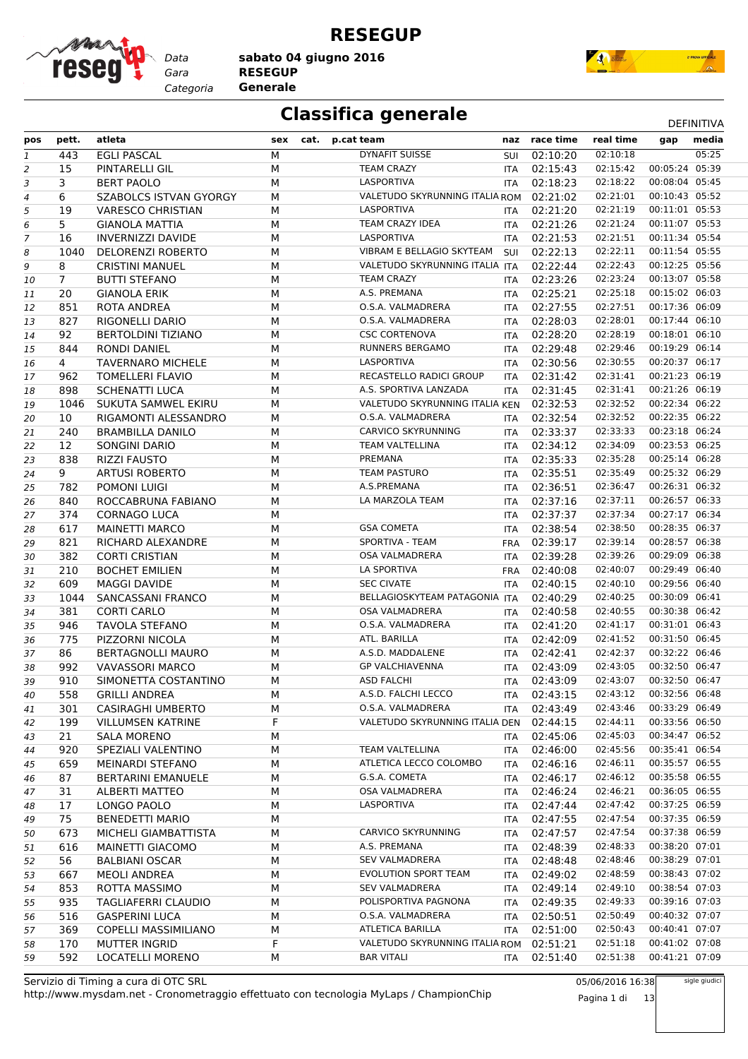# RESEGUP

*Data* **sabato 04 giugno 2016**
*Gara* **RESEGUP**
*Categoria* **Generale**

## Classifica generale

DEFINITIVA

| pos | pett. | atleta | sex | cat. | p.cat | team | naz | race time | real time | gap | media |
|---|---|---|---|---|---|---|---|---|---|---|---|
| 1 | 443 | EGLI PASCAL | M | | | DYNAFIT SUISSE | SUI | 02:10:20 | 02:10:18 | | 05:25 |
| 2 | 15 | PINTARELLI GIL | M | | | TEAM CRAZY | ITA | 02:15:43 | 02:15:42 | 00:05:24 | 05:39 |
| 3 | 3 | BERT PAOLO | M | | | LASPORTIVA | ITA | 02:18:23 | 02:18:22 | 00:08:04 | 05:45 |
| 4 | 6 | SZABOLCS ISTVAN GYORGY | M | | | VALETUDO SKYRUNNING ITALIA | ROM | 02:21:02 | 02:21:01 | 00:10:43 | 05:52 |
| 5 | 19 | VARESCO CHRISTIAN | M | | | LASPORTIVA | ITA | 02:21:20 | 02:21:19 | 00:11:01 | 05:53 |
| 6 | 5 | GIANOLA MATTIA | M | | | TEAM CRAZY IDEA | ITA | 02:21:26 | 02:21:24 | 00:11:07 | 05:53 |
| 7 | 16 | INVERNIZZI DAVIDE | M | | | LASPORTIVA | ITA | 02:21:53 | 02:21:51 | 00:11:34 | 05:54 |
| 8 | 1040 | DELORENZI ROBERTO | M | | | VIBRAM E BELLAGIO SKYTEAM | SUI | 02:22:13 | 02:22:11 | 00:11:54 | 05:55 |
| 9 | 8 | CRISTINI MANUEL | M | | | VALETUDO SKYRUNNING ITALIA | ITA | 02:22:44 | 02:22:43 | 00:12:25 | 05:56 |
| 10 | 7 | BUTTI STEFANO | M | | | TEAM CRAZY | ITA | 02:23:26 | 02:23:24 | 00:13:07 | 05:58 |
| 11 | 20 | GIANOLA ERIK | M | | | A.S. PREMANA | ITA | 02:25:21 | 02:25:18 | 00:15:02 | 06:03 |
| 12 | 851 | ROTA ANDREA | M | | | O.S.A. VALMADRERA | ITA | 02:27:55 | 02:27:51 | 00:17:36 | 06:09 |
| 13 | 827 | RIGONELLI DARIO | M | | | O.S.A. VALMADRERA | ITA | 02:28:03 | 02:28:01 | 00:17:44 | 06:10 |
| 14 | 92 | BERTOLDINI TIZIANO | M | | | CSC CORTENOVA | ITA | 02:28:20 | 02:28:19 | 00:18:01 | 06:10 |
| 15 | 844 | RONDI DANIEL | M | | | RUNNERS BERGAMO | ITA | 02:29:48 | 02:29:46 | 00:19:29 | 06:14 |
| 16 | 4 | TAVERNARO MICHELE | M | | | LASPORTIVA | ITA | 02:30:56 | 02:30:55 | 00:20:37 | 06:17 |
| 17 | 962 | TOMELLERI FLAVIO | M | | | RECASTELLO RADICI GROUP | ITA | 02:31:42 | 02:31:41 | 00:21:23 | 06:19 |
| 18 | 898 | SCHENATTI LUCA | M | | | A.S. SPORTIVA LANZADA | ITA | 02:31:45 | 02:31:41 | 00:21:26 | 06:19 |
| 19 | 1046 | SUKUTA SAMWEL EKIRU | M | | | VALETUDO SKYRUNNING ITALIA | KEN | 02:32:53 | 02:32:52 | 00:22:34 | 06:22 |
| 20 | 10 | RIGAMONTI ALESSANDRO | M | | | O.S.A. VALMADRERA | ITA | 02:32:54 | 02:32:52 | 00:22:35 | 06:22 |
| 21 | 240 | BRAMBILLA DANILO | M | | | CARVICO SKYRUNNING | ITA | 02:33:37 | 02:33:33 | 00:23:18 | 06:24 |
| 22 | 12 | SONGINI DARIO | M | | | TEAM VALTELLINA | ITA | 02:34:12 | 02:34:09 | 00:23:53 | 06:25 |
| 23 | 838 | RIZZI FAUSTO | M | | | PREMANA | ITA | 02:35:33 | 02:35:28 | 00:25:14 | 06:28 |
| 24 | 9 | ARTUSI ROBERTO | M | | | TEAM PASTURO | ITA | 02:35:51 | 02:35:49 | 00:25:32 | 06:29 |
| 25 | 782 | POMONI LUIGI | M | | | A.S.PREMANA | ITA | 02:36:51 | 02:36:47 | 00:26:31 | 06:32 |
| 26 | 840 | ROCCABRUNA FABIANO | M | | | LA MARZOLA TEAM | ITA | 02:37:16 | 02:37:11 | 00:26:57 | 06:33 |
| 27 | 374 | CORNAGO LUCA | M | | | | ITA | 02:37:37 | 02:37:34 | 00:27:17 | 06:34 |
| 28 | 617 | MAINETTI MARCO | M | | | GSA COMETA | ITA | 02:38:54 | 02:38:50 | 00:28:35 | 06:37 |
| 29 | 821 | RICHARD ALEXANDRE | M | | | SPORTIVA - TEAM | FRA | 02:39:17 | 02:39:14 | 00:28:57 | 06:38 |
| 30 | 382 | CORTI CRISTIAN | M | | | OSA VALMADRERA | ITA | 02:39:28 | 02:39:26 | 00:29:09 | 06:38 |
| 31 | 210 | BOCHET EMILIEN | M | | | LA SPORTIVA | FRA | 02:40:08 | 02:40:07 | 00:29:49 | 06:40 |
| 32 | 609 | MAGGI DAVIDE | M | | | SEC CIVATE | ITA | 02:40:15 | 02:40:10 | 00:29:56 | 06:40 |
| 33 | 1044 | SANCASSANI FRANCO | M | | | BELLAGIOSKYTEAM PATAGONIA | ITA | 02:40:29 | 02:40:25 | 00:30:09 | 06:41 |
| 34 | 381 | CORTI CARLO | M | | | OSA VALMADRERA | ITA | 02:40:58 | 02:40:55 | 00:30:38 | 06:42 |
| 35 | 946 | TAVOLA STEFANO | M | | | O.S.A. VALMADRERA | ITA | 02:41:20 | 02:41:17 | 00:31:01 | 06:43 |
| 36 | 775 | PIZZORNI NICOLA | M | | | ATL. BARILLA | ITA | 02:42:09 | 02:41:52 | 00:31:50 | 06:45 |
| 37 | 86 | BERTAGNOLLI MAURO | M | | | A.S.D. MADDALENE | ITA | 02:42:41 | 02:42:37 | 00:32:22 | 06:46 |
| 38 | 992 | VAVASSORI MARCO | M | | | GP VALCHIAVENNA | ITA | 02:43:09 | 02:43:05 | 00:32:50 | 06:47 |
| 39 | 910 | SIMONETTA COSTANTINO | M | | | ASD FALCHI | ITA | 02:43:09 | 02:43:07 | 00:32:50 | 06:47 |
| 40 | 558 | GRILLI ANDREA | M | | | A.S.D. FALCHI LECCO | ITA | 02:43:15 | 02:43:12 | 00:32:56 | 06:48 |
| 41 | 301 | CASIRAGHI UMBERTO | M | | | O.S.A. VALMADRERA | ITA | 02:43:49 | 02:43:46 | 00:33:29 | 06:49 |
| 42 | 199 | VILLUMSEN KATRINE | F | | | VALETUDO SKYRUNNING ITALIA | DEN | 02:44:15 | 02:44:11 | 00:33:56 | 06:50 |
| 43 | 21 | SALA MORENO | M | | | | ITA | 02:45:06 | 02:45:03 | 00:34:47 | 06:52 |
| 44 | 920 | SPEZIALI VALENTINO | M | | | TEAM VALTELLINA | ITA | 02:46:00 | 02:45:56 | 00:35:41 | 06:54 |
| 45 | 659 | MEINARDI STEFANO | M | | | ATLETICA LECCO COLOMBO | ITA | 02:46:16 | 02:46:11 | 00:35:57 | 06:55 |
| 46 | 87 | BERTARINI EMANUELE | M | | | G.S.A. COMETA | ITA | 02:46:17 | 02:46:12 | 00:35:58 | 06:55 |
| 47 | 31 | ALBERTI MATTEO | M | | | OSA VALMADRERA | ITA | 02:46:24 | 02:46:21 | 00:36:05 | 06:55 |
| 48 | 17 | LONGO PAOLO | M | | | LASPORTIVA | ITA | 02:47:44 | 02:47:42 | 00:37:25 | 06:59 |
| 49 | 75 | BENEDETTI MARIO | M | | | | ITA | 02:47:55 | 02:47:54 | 00:37:35 | 06:59 |
| 50 | 673 | MICHELI GIAMBATTISTA | M | | | CARVICO SKYRUNNING | ITA | 02:47:57 | 02:47:54 | 00:37:38 | 06:59 |
| 51 | 616 | MAINETTI GIACOMO | M | | | A.S. PREMANA | ITA | 02:48:39 | 02:48:33 | 00:38:20 | 07:01 |
| 52 | 56 | BALBIANI OSCAR | M | | | SEV VALMADRERA | ITA | 02:48:48 | 02:48:46 | 00:38:29 | 07:01 |
| 53 | 667 | MEOLI ANDREA | M | | | EVOLUTION SPORT TEAM | ITA | 02:49:02 | 02:48:59 | 00:38:43 | 07:02 |
| 54 | 853 | ROTTA MASSIMO | M | | | SEV VALMADRERA | ITA | 02:49:14 | 02:49:10 | 00:38:54 | 07:03 |
| 55 | 935 | TAGLIAFERRI CLAUDIO | M | | | POLISPORTIVA PAGNONA | ITA | 02:49:35 | 02:49:33 | 00:39:16 | 07:03 |
| 56 | 516 | GASPERINI LUCA | M | | | O.S.A. VALMADRERA | ITA | 02:50:51 | 02:50:49 | 00:40:32 | 07:07 |
| 57 | 369 | COPELLI MASSIMILIANO | M | | | ATLETICA BARILLA | ITA | 02:51:00 | 02:50:43 | 00:40:41 | 07:07 |
| 58 | 170 | MUTTER INGRID | F | | | VALETUDO SKYRUNNING ITALIA | ROM | 02:51:21 | 02:51:18 | 00:41:02 | 07:08 |
| 59 | 592 | LOCATELLI MORENO | M | | | BAR VITALI | ITA | 02:51:40 | 02:51:38 | 00:41:21 | 07:09 |

Servizio di Timing a cura di OTC SRL
http://www.mysdam.net - Cronometraggio effettuato con tecnologia MyLaps / ChampionChip

05/06/2016 16:38

sigle giudici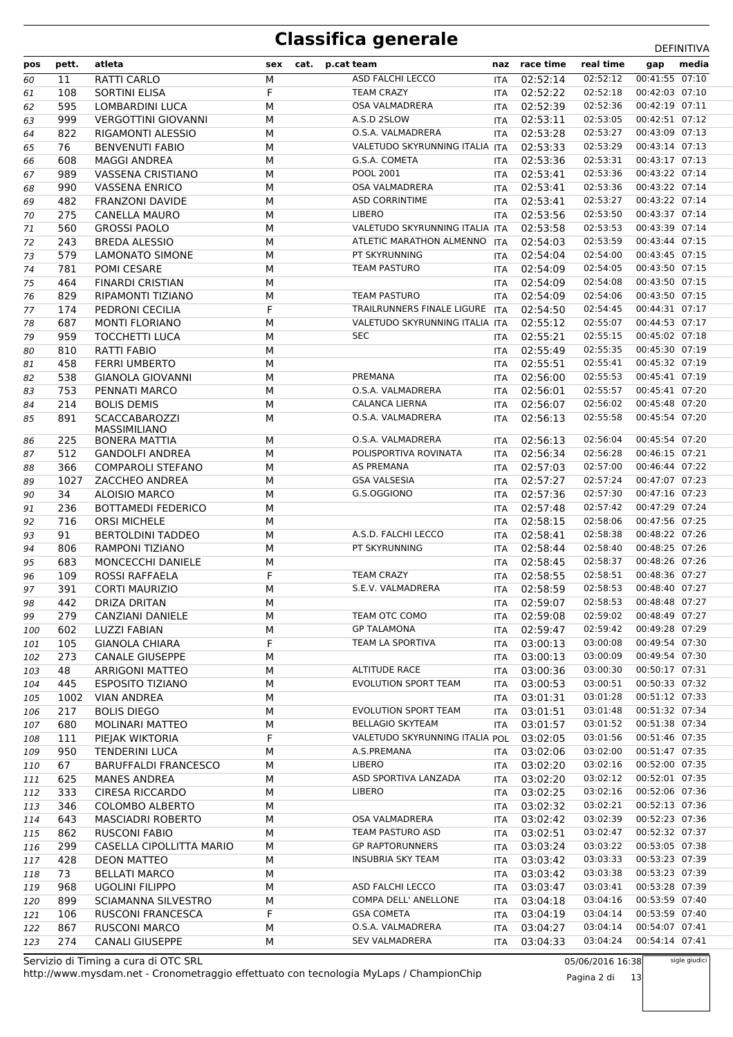# Classifica generale

DEFINITIVA

| pos | pett. | atleta | sex | cat. | p.cat | team | naz | race time | real time | gap | media |
|---|---|---|---|---|---|---|---|---|---|---|---|
| 60 | 11 | RATTI CARLO | M | | | ASD FALCHI LECCO | ITA | 02:52:14 | 02:52:12 | 00:41:55 | 07:10 |
| 61 | 108 | SORTINI ELISA | F | | | TEAM CRAZY | ITA | 02:52:22 | 02:52:18 | 00:42:03 | 07:10 |
| 62 | 595 | LOMBARDINI LUCA | M | | | OSA VALMADRERA | ITA | 02:52:39 | 02:52:36 | 00:42:19 | 07:11 |
| 63 | 999 | VERGOTTINI GIOVANNI | M | | | A.S.D 2SLOW | ITA | 02:53:11 | 02:53:05 | 00:42:51 | 07:12 |
| 64 | 822 | RIGAMONTI ALESSIO | M | | | O.S.A. VALMADRERA | ITA | 02:53:28 | 02:53:27 | 00:43:09 | 07:13 |
| 65 | 76 | BENVENUTI FABIO | M | | | VALETUDO SKYRUNNING ITALIA | ITA | 02:53:33 | 02:53:29 | 00:43:14 | 07:13 |
| 66 | 608 | MAGGI ANDREA | M | | | G.S.A. COMETA | ITA | 02:53:36 | 02:53:31 | 00:43:17 | 07:13 |
| 67 | 989 | VASSENA CRISTIANO | M | | | POOL 2001 | ITA | 02:53:41 | 02:53:36 | 00:43:22 | 07:14 |
| 68 | 990 | VASSENA ENRICO | M | | | OSA VALMADRERA | ITA | 02:53:41 | 02:53:36 | 00:43:22 | 07:14 |
| 69 | 482 | FRANZONI DAVIDE | M | | | ASD CORRINTIME | ITA | 02:53:41 | 02:53:27 | 00:43:22 | 07:14 |
| 70 | 275 | CANELLA MAURO | M | | | LIBERO | ITA | 02:53:56 | 02:53:50 | 00:43:37 | 07:14 |
| 71 | 560 | GROSSI PAOLO | M | | | VALETUDO SKYRUNNING ITALIA | ITA | 02:53:58 | 02:53:53 | 00:43:39 | 07:14 |
| 72 | 243 | BREDA ALESSIO | M | | | ATLETIC MARATHON ALMENNO | ITA | 02:54:03 | 02:53:59 | 00:43:44 | 07:15 |
| 73 | 579 | LAMONATO SIMONE | M | | | PT SKYRUNNING | ITA | 02:54:04 | 02:54:00 | 00:43:45 | 07:15 |
| 74 | 781 | POMI CESARE | M | | | TEAM PASTURO | ITA | 02:54:09 | 02:54:05 | 00:43:50 | 07:15 |
| 75 | 464 | FINARDI CRISTIAN | M | | | | ITA | 02:54:09 | 02:54:08 | 00:43:50 | 07:15 |
| 76 | 829 | RIPAMONTI TIZIANO | M | | | TEAM PASTURO | ITA | 02:54:09 | 02:54:06 | 00:43:50 | 07:15 |
| 77 | 174 | PEDRONI CECILIA | F | | | TRAILRUNNERS FINALE LIGURE | ITA | 02:54:50 | 02:54:45 | 00:44:31 | 07:17 |
| 78 | 687 | MONTI FLORIANO | M | | | VALETUDO SKYRUNNING ITALIA | ITA | 02:55:12 | 02:55:07 | 00:44:53 | 07:17 |
| 79 | 959 | TOCCHETTI LUCA | M | | | SEC | ITA | 02:55:21 | 02:55:15 | 00:45:02 | 07:18 |
| 80 | 810 | RATTI FABIO | M | | | | ITA | 02:55:49 | 02:55:35 | 00:45:30 | 07:19 |
| 81 | 458 | FERRI UMBERTO | M | | | | ITA | 02:55:51 | 02:55:41 | 00:45:32 | 07:19 |
| 82 | 538 | GIANOLA GIOVANNI | M | | | PREMANA | ITA | 02:56:00 | 02:55:53 | 00:45:41 | 07:19 |
| 83 | 753 | PENNATI MARCO | M | | | O.S.A. VALMADRERA | ITA | 02:56:01 | 02:55:57 | 00:45:41 | 07:20 |
| 84 | 214 | BOLIS DEMIS | M | | | CALANCA LIERNA | ITA | 02:56:07 | 02:56:02 | 00:45:48 | 07:20 |
| 85 | 891 | SCACCABAROZZI MASSIMILIANO | M | | | O.S.A. VALMADRERA | ITA | 02:56:13 | 02:55:58 | 00:45:54 | 07:20 |
| 86 | 225 | BONERA MATTIA | M | | | O.S.A. VALMADRERA | ITA | 02:56:13 | 02:56:04 | 00:45:54 | 07:20 |
| 87 | 512 | GANDOLFI ANDREA | M | | | POLISPORTIVA ROVINATA | ITA | 02:56:34 | 02:56:28 | 00:46:15 | 07:21 |
| 88 | 366 | COMPAROLI STEFANO | M | | | AS PREMANA | ITA | 02:57:03 | 02:57:00 | 00:46:44 | 07:22 |
| 89 | 1027 | ZACCHEO ANDREA | M | | | GSA VALSESIA | ITA | 02:57:27 | 02:57:24 | 00:47:07 | 07:23 |
| 90 | 34 | ALOISIO MARCO | M | | | G.S.OGGIONO | ITA | 02:57:36 | 02:57:30 | 00:47:16 | 07:23 |
| 91 | 236 | BOTTAMEDI FEDERICO | M | | | | ITA | 02:57:48 | 02:57:42 | 00:47:29 | 07:24 |
| 92 | 716 | ORSI MICHELE | M | | | | ITA | 02:58:15 | 02:58:06 | 00:47:56 | 07:25 |
| 93 | 91 | BERTOLDINI TADDEO | M | | | A.S.D. FALCHI LECCO | ITA | 02:58:41 | 02:58:38 | 00:48:22 | 07:26 |
| 94 | 806 | RAMPONI TIZIANO | M | | | PT SKYRUNNING | ITA | 02:58:44 | 02:58:40 | 00:48:25 | 07:26 |
| 95 | 683 | MONCECCHI DANIELE | M | | | | ITA | 02:58:45 | 02:58:37 | 00:48:26 | 07:26 |
| 96 | 109 | ROSSI RAFFAELA | F | | | TEAM CRAZY | ITA | 02:58:55 | 02:58:51 | 00:48:36 | 07:27 |
| 97 | 391 | CORTI MAURIZIO | M | | | S.E.V. VALMADRERA | ITA | 02:58:59 | 02:58:53 | 00:48:40 | 07:27 |
| 98 | 442 | DRIZA DRITAN | M | | | | ITA | 02:59:07 | 02:58:53 | 00:48:48 | 07:27 |
| 99 | 279 | CANZIANI DANIELE | M | | | TEAM OTC COMO | ITA | 02:59:08 | 02:59:02 | 00:48:49 | 07:27 |
| 100 | 602 | LUZZI FABIAN | M | | | GP TALAMONA | ITA | 02:59:47 | 02:59:42 | 00:49:28 | 07:29 |
| 101 | 105 | GIANOLA CHIARA | F | | | TEAM LA SPORTIVA | ITA | 03:00:13 | 03:00:08 | 00:49:54 | 07:30 |
| 102 | 273 | CANALE GIUSEPPE | M | | | | ITA | 03:00:13 | 03:00:09 | 00:49:54 | 07:30 |
| 103 | 48 | ARRIGONI MATTEO | M | | | ALTITUDE RACE | ITA | 03:00:36 | 03:00:30 | 00:50:17 | 07:31 |
| 104 | 445 | ESPOSITO TIZIANO | M | | | EVOLUTION SPORT TEAM | ITA | 03:00:53 | 03:00:51 | 00:50:33 | 07:32 |
| 105 | 1002 | VIAN ANDREA | M | | | | ITA | 03:01:31 | 03:01:28 | 00:51:12 | 07:33 |
| 106 | 217 | BOLIS DIEGO | M | | | EVOLUTION SPORT TEAM | ITA | 03:01:51 | 03:01:48 | 00:51:32 | 07:34 |
| 107 | 680 | MOLINARI MATTEO | M | | | BELLAGIO SKYTEAM | ITA | 03:01:57 | 03:01:52 | 00:51:38 | 07:34 |
| 108 | 111 | PIEJAK WIKTORIA | F | | | VALETUDO SKYRUNNING ITALIA | POL | 03:02:05 | 03:01:56 | 00:51:46 | 07:35 |
| 109 | 950 | TENDERINI LUCA | M | | | A.S.PREMANA | ITA | 03:02:06 | 03:02:00 | 00:51:47 | 07:35 |
| 110 | 67 | BARUFFALDI FRANCESCO | M | | | LIBERO | ITA | 03:02:20 | 03:02:16 | 00:52:00 | 07:35 |
| 111 | 625 | MANES ANDREA | M | | | ASD SPORTIVA LANZADA | ITA | 03:02:20 | 03:02:12 | 00:52:01 | 07:35 |
| 112 | 333 | CIRESA RICCARDO | M | | | LIBERO | ITA | 03:02:25 | 03:02:16 | 00:52:06 | 07:36 |
| 113 | 346 | COLOMBO ALBERTO | M | | | | ITA | 03:02:32 | 03:02:21 | 00:52:13 | 07:36 |
| 114 | 643 | MASCIADRI ROBERTO | M | | | OSA VALMADRERA | ITA | 03:02:42 | 03:02:39 | 00:52:23 | 07:36 |
| 115 | 862 | RUSCONI FABIO | M | | | TEAM PASTURO ASD | ITA | 03:02:51 | 03:02:47 | 00:52:32 | 07:37 |
| 116 | 299 | CASELLA CIPOLLITTA MARIO | M | | | GP RAPTORUNNERS | ITA | 03:03:24 | 03:03:22 | 00:53:05 | 07:38 |
| 117 | 428 | DEON MATTEO | M | | | INSUBRIA SKY TEAM | ITA | 03:03:42 | 03:03:33 | 00:53:23 | 07:39 |
| 118 | 73 | BELLATI MARCO | M | | | | ITA | 03:03:42 | 03:03:38 | 00:53:23 | 07:39 |
| 119 | 968 | UGOLINI FILIPPO | M | | | ASD FALCHI LECCO | ITA | 03:03:47 | 03:03:41 | 00:53:28 | 07:39 |
| 120 | 899 | SCIAMANNA SILVESTRO | M | | | COMPA DELL' ANELLONE | ITA | 03:04:18 | 03:04:16 | 00:53:59 | 07:40 |
| 121 | 106 | RUSCONI FRANCESCA | F | | | GSA COMETA | ITA | 03:04:19 | 03:04:14 | 00:53:59 | 07:40 |
| 122 | 867 | RUSCONI MARCO | M | | | O.S.A. VALMADRERA | ITA | 03:04:27 | 03:04:14 | 00:54:07 | 07:41 |
| 123 | 274 | CANALI GIUSEPPE | M | | | SEV VALMADRERA | ITA | 03:04:33 | 03:04:24 | 00:54:14 | 07:41 |

Servizio di Timing a cura di OTC SRL
http://www.mysdam.net - Cronometraggio effettuato con tecnologia MyLaps / ChampionChip

05/06/2016 16:38

sigle giudici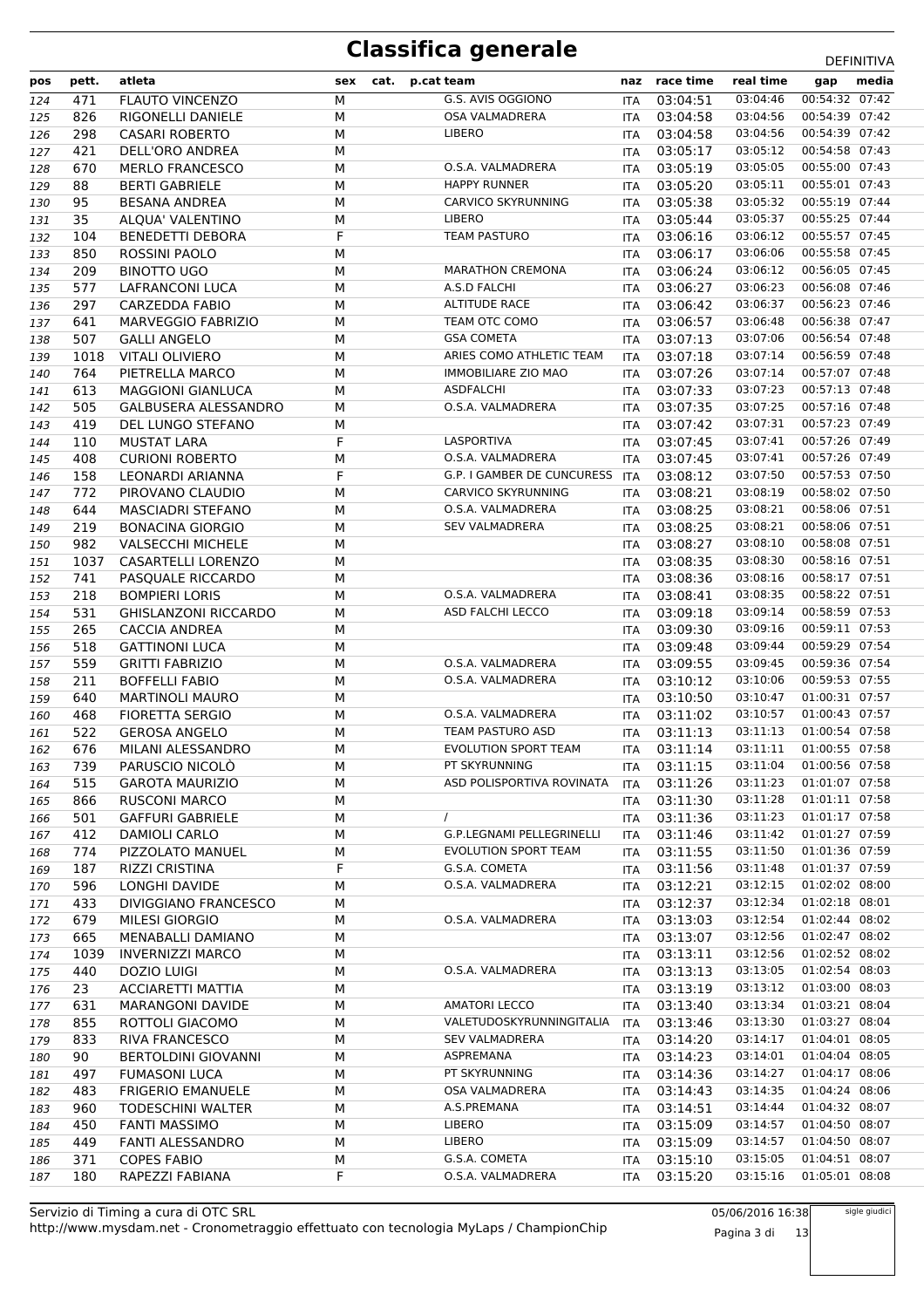# Classifica generale

DEFINITIVA

| pos | pett. | atleta | sex | cat. | p.cat | team | naz | race time | real time | gap | media |
|---|---|---|---|---|---|---|---|---|---|---|---|
| 124 | 471 | FLAUTO VINCENZO | M | | | G.S. AVIS OGGIONO | ITA | 03:04:51 | 03:04:46 | 00:54:32 | 07:42 |
| 125 | 826 | RIGONELLI DANIELE | M | | | OSA VALMADRERA | ITA | 03:04:58 | 03:04:56 | 00:54:39 | 07:42 |
| 126 | 298 | CASARI ROBERTO | M | | | LIBERO | ITA | 03:04:58 | 03:04:56 | 00:54:39 | 07:42 |
| 127 | 421 | DELL'ORO ANDREA | M | | | | ITA | 03:05:17 | 03:05:12 | 00:54:58 | 07:43 |
| 128 | 670 | MERLO FRANCESCO | M | | | O.S.A. VALMADRERA | ITA | 03:05:19 | 03:05:05 | 00:55:00 | 07:43 |
| 129 | 88 | BERTI GABRIELE | M | | | HAPPY RUNNER | ITA | 03:05:20 | 03:05:11 | 00:55:01 | 07:43 |
| 130 | 95 | BESANA ANDREA | M | | | CARVICO SKYRUNNING | ITA | 03:05:38 | 03:05:32 | 00:55:19 | 07:44 |
| 131 | 35 | ALQUA' VALENTINO | M | | | LIBERO | ITA | 03:05:44 | 03:05:37 | 00:55:25 | 07:44 |
| 132 | 104 | BENEDETTI DEBORA | F | | | TEAM PASTURO | ITA | 03:06:16 | 03:06:12 | 00:55:57 | 07:45 |
| 133 | 850 | ROSSINI PAOLO | M | | | | ITA | 03:06:17 | 03:06:06 | 00:55:58 | 07:45 |
| 134 | 209 | BINOTTO UGO | M | | | MARATHON CREMONA | ITA | 03:06:24 | 03:06:12 | 00:56:05 | 07:45 |
| 135 | 577 | LAFRANCONI LUCA | M | | | A.S.D FALCHI | ITA | 03:06:27 | 03:06:23 | 00:56:08 | 07:46 |
| 136 | 297 | CARZEDDA FABIO | M | | | ALTITUDE RACE | ITA | 03:06:42 | 03:06:37 | 00:56:23 | 07:46 |
| 137 | 641 | MARVEGGIO FABRIZIO | M | | | TEAM OTC COMO | ITA | 03:06:57 | 03:06:48 | 00:56:38 | 07:47 |
| 138 | 507 | GALLI ANGELO | M | | | GSA COMETA | ITA | 03:07:13 | 03:07:06 | 00:56:54 | 07:48 |
| 139 | 1018 | VITALI OLIVIERO | M | | | ARIES COMO ATHLETIC TEAM | ITA | 03:07:18 | 03:07:14 | 00:56:59 | 07:48 |
| 140 | 764 | PIETRELLA MARCO | M | | | IMMOBILIARE ZIO MAO | ITA | 03:07:26 | 03:07:14 | 00:57:07 | 07:48 |
| 141 | 613 | MAGGIONI GIANLUCA | M | | | ASDFALCHI | ITA | 03:07:33 | 03:07:23 | 00:57:13 | 07:48 |
| 142 | 505 | GALBUSERA ALESSANDRO | M | | | O.S.A. VALMADRERA | ITA | 03:07:35 | 03:07:25 | 00:57:16 | 07:48 |
| 143 | 419 | DEL LUNGO STEFANO | M | | | | ITA | 03:07:42 | 03:07:31 | 00:57:23 | 07:49 |
| 144 | 110 | MUSTAT LARA | F | | | LASPORTIVA | ITA | 03:07:45 | 03:07:41 | 00:57:26 | 07:49 |
| 145 | 408 | CURIONI ROBERTO | M | | | O.S.A. VALMADRERA | ITA | 03:07:45 | 03:07:41 | 00:57:26 | 07:49 |
| 146 | 158 | LEONARDI ARIANNA | F | | | G.P. I GAMBER DE CUNCURESS | ITA | 03:08:12 | 03:07:50 | 00:57:53 | 07:50 |
| 147 | 772 | PIROVANO CLAUDIO | M | | | CARVICO SKYRUNNING | ITA | 03:08:21 | 03:08:19 | 00:58:02 | 07:50 |
| 148 | 644 | MASCIADRI STEFANO | M | | | O.S.A. VALMADRERA | ITA | 03:08:25 | 03:08:21 | 00:58:06 | 07:51 |
| 149 | 219 | BONACINA GIORGIO | M | | | SEV VALMADRERA | ITA | 03:08:25 | 03:08:21 | 00:58:06 | 07:51 |
| 150 | 982 | VALSECCHI MICHELE | M | | | | ITA | 03:08:27 | 03:08:10 | 00:58:08 | 07:51 |
| 151 | 1037 | CASARTELLI LORENZO | M | | | | ITA | 03:08:35 | 03:08:30 | 00:58:16 | 07:51 |
| 152 | 741 | PASQUALE RICCARDO | M | | | | ITA | 03:08:36 | 03:08:16 | 00:58:17 | 07:51 |
| 153 | 218 | BOMPIERI LORIS | M | | | O.S.A. VALMADRERA | ITA | 03:08:41 | 03:08:35 | 00:58:22 | 07:51 |
| 154 | 531 | GHISLANZONI RICCARDO | M | | | ASD FALCHI LECCO | ITA | 03:09:18 | 03:09:14 | 00:58:59 | 07:53 |
| 155 | 265 | CACCIA ANDREA | M | | | | ITA | 03:09:30 | 03:09:16 | 00:59:11 | 07:53 |
| 156 | 518 | GATTINONI LUCA | M | | | | ITA | 03:09:48 | 03:09:44 | 00:59:29 | 07:54 |
| 157 | 559 | GRITTI FABRIZIO | M | | | O.S.A. VALMADRERA | ITA | 03:09:55 | 03:09:45 | 00:59:36 | 07:54 |
| 158 | 211 | BOFFELLI FABIO | M | | | O.S.A. VALMADRERA | ITA | 03:10:12 | 03:10:06 | 00:59:53 | 07:55 |
| 159 | 640 | MARTINOLI MAURO | M | | | | ITA | 03:10:50 | 03:10:47 | 01:00:31 | 07:57 |
| 160 | 468 | FIORETTA SERGIO | M | | | O.S.A. VALMADRERA | ITA | 03:11:02 | 03:10:57 | 01:00:43 | 07:57 |
| 161 | 522 | GEROSA ANGELO | M | | | TEAM PASTURO ASD | ITA | 03:11:13 | 03:11:13 | 01:00:54 | 07:58 |
| 162 | 676 | MILANI ALESSANDRO | M | | | EVOLUTION SPORT TEAM | ITA | 03:11:14 | 03:11:11 | 01:00:55 | 07:58 |
| 163 | 739 | PARUSCIO NICOLÒ | M | | | PT SKYRUNNING | ITA | 03:11:15 | 03:11:04 | 01:00:56 | 07:58 |
| 164 | 515 | GAROTA MAURIZIO | M | | | ASD POLISPORTIVA ROVINATA | ITA | 03:11:26 | 03:11:23 | 01:01:07 | 07:58 |
| 165 | 866 | RUSCONI MARCO | M | | | | ITA | 03:11:30 | 03:11:28 | 01:01:11 | 07:58 |
| 166 | 501 | GAFFURI GABRIELE | M | | | / | ITA | 03:11:36 | 03:11:23 | 01:01:17 | 07:58 |
| 167 | 412 | DAMIOLI CARLO | M | | | G.P.LEGNAMI PELLEGRINELLI | ITA | 03:11:46 | 03:11:42 | 01:01:27 | 07:59 |
| 168 | 774 | PIZZOLATO MANUEL | M | | | EVOLUTION SPORT TEAM | ITA | 03:11:55 | 03:11:50 | 01:01:36 | 07:59 |
| 169 | 187 | RIZZI CRISTINA | F | | | G.S.A. COMETA | ITA | 03:11:56 | 03:11:48 | 01:01:37 | 07:59 |
| 170 | 596 | LONGHI DAVIDE | M | | | O.S.A. VALMADRERA | ITA | 03:12:21 | 03:12:15 | 01:02:02 | 08:00 |
| 171 | 433 | DIVIGGIANO FRANCESCO | M | | | | ITA | 03:12:37 | 03:12:34 | 01:02:18 | 08:01 |
| 172 | 679 | MILESI GIORGIO | M | | | O.S.A. VALMADRERA | ITA | 03:13:03 | 03:12:54 | 01:02:44 | 08:02 |
| 173 | 665 | MENABALLI DAMIANO | M | | | | ITA | 03:13:07 | 03:12:56 | 01:02:47 | 08:02 |
| 174 | 1039 | INVERNIZZI MARCO | M | | | | ITA | 03:13:11 | 03:12:56 | 01:02:52 | 08:02 |
| 175 | 440 | DOZIO LUIGI | M | | | O.S.A. VALMADRERA | ITA | 03:13:13 | 03:13:05 | 01:02:54 | 08:03 |
| 176 | 23 | ACCIARETTI MATTIA | M | | | | ITA | 03:13:19 | 03:13:12 | 01:03:00 | 08:03 |
| 177 | 631 | MARANGONI DAVIDE | M | | | AMATORI LECCO | ITA | 03:13:40 | 03:13:34 | 01:03:21 | 08:04 |
| 178 | 855 | ROTTOLI GIACOMO | M | | | VALETUDOSKYRUNNINGITALIA | ITA | 03:13:46 | 03:13:30 | 01:03:27 | 08:04 |
| 179 | 833 | RIVA FRANCESCO | M | | | SEV VALMADRERA | ITA | 03:14:20 | 03:14:17 | 01:04:01 | 08:05 |
| 180 | 90 | BERTOLDINI GIOVANNI | M | | | ASPREMANA | ITA | 03:14:23 | 03:14:01 | 01:04:04 | 08:05 |
| 181 | 497 | FUMASONI LUCA | M | | | PT SKYRUNNING | ITA | 03:14:36 | 03:14:27 | 01:04:17 | 08:06 |
| 182 | 483 | FRIGERIO EMANUELE | M | | | OSA VALMADRERA | ITA | 03:14:43 | 03:14:35 | 01:04:24 | 08:06 |
| 183 | 960 | TODESCHINI WALTER | M | | | A.S.PREMANA | ITA | 03:14:51 | 03:14:44 | 01:04:32 | 08:07 |
| 184 | 450 | FANTI MASSIMO | M | | | LIBERO | ITA | 03:15:09 | 03:14:57 | 01:04:50 | 08:07 |
| 185 | 449 | FANTI ALESSANDRO | M | | | LIBERO | ITA | 03:15:09 | 03:14:57 | 01:04:50 | 08:07 |
| 186 | 371 | COPES FABIO | M | | | G.S.A. COMETA | ITA | 03:15:10 | 03:15:05 | 01:04:51 | 08:07 |
| 187 | 180 | RAPEZZI FABIANA | F | | | O.S.A. VALMADRERA | ITA | 03:15:20 | 03:15:16 | 01:05:01 | 08:08 |

Servizio di Timing a cura di OTC SRL
http://www.mysdam.net - Cronometraggio effettuato con tecnologia MyLaps / ChampionChip

05/06/2016 16:38

sigle giudici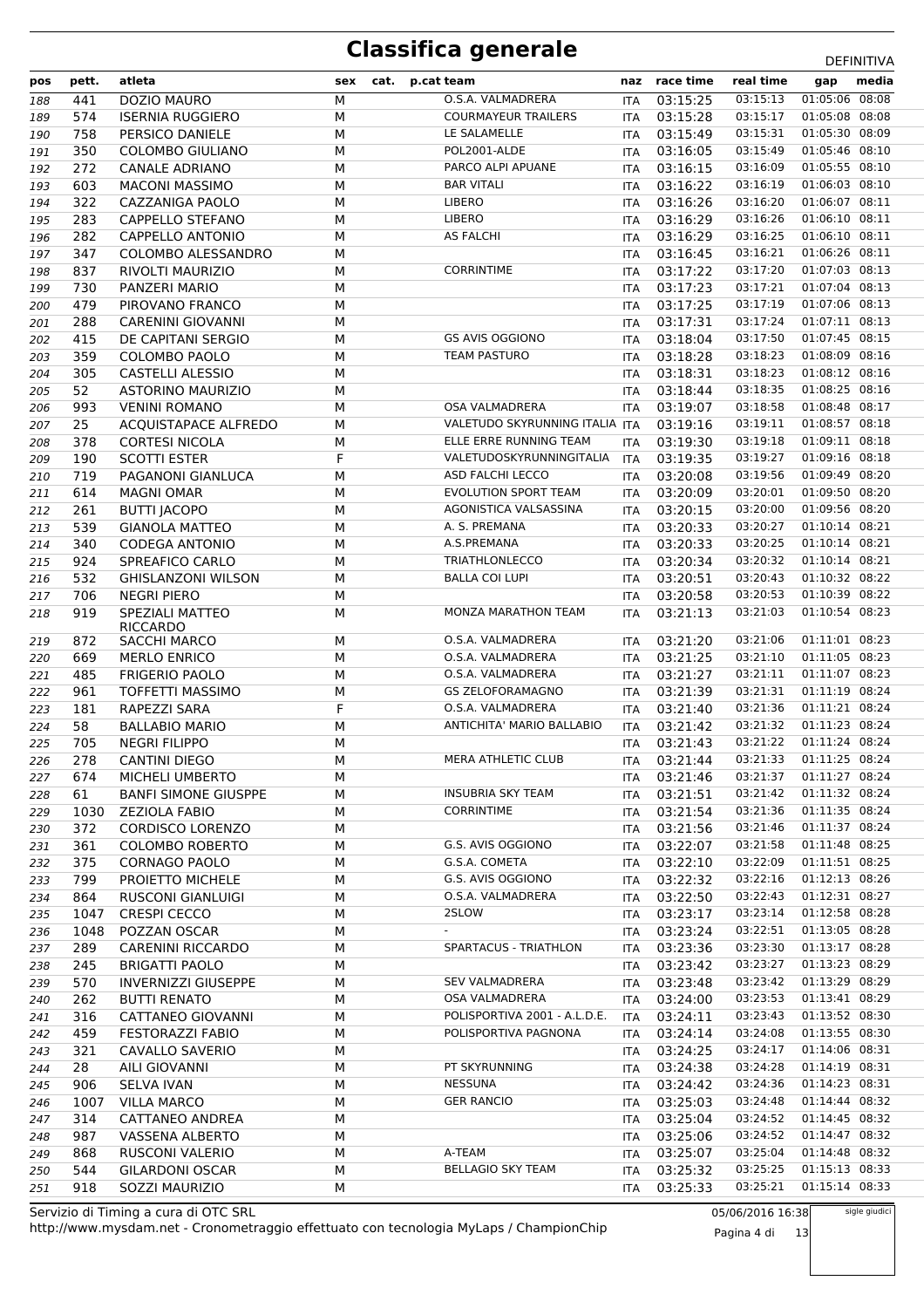# Classifica generale

DEFINITIVA

| pos | pett. | atleta | sex | cat. | p.cat | team | naz | race time | real time | gap | media |
|---|---|---|---|---|---|---|---|---|---|---|---|
| 188 | 441 | DOZIO MAURO | M | | | O.S.A. VALMADRERA | ITA | 03:15:25 | 03:15:13 | 01:05:06 | 08:08 |
| 189 | 574 | ISERNIA RUGGIERO | M | | | COURMAYEUR TRAILERS | ITA | 03:15:28 | 03:15:17 | 01:05:08 | 08:08 |
| 190 | 758 | PERSICO DANIELE | M | | | LE SALAMELLE | ITA | 03:15:49 | 03:15:31 | 01:05:30 | 08:09 |
| 191 | 350 | COLOMBO GIULIANO | M | | | POL2001-ALDE | ITA | 03:16:05 | 03:15:49 | 01:05:46 | 08:10 |
| 192 | 272 | CANALE ADRIANO | M | | | PARCO ALPI APUANE | ITA | 03:16:15 | 03:16:09 | 01:05:55 | 08:10 |
| 193 | 603 | MACONI MASSIMO | M | | | BAR VITALI | ITA | 03:16:22 | 03:16:19 | 01:06:03 | 08:10 |
| 194 | 322 | CAZZANIGA PAOLO | M | | | LIBERO | ITA | 03:16:26 | 03:16:20 | 01:06:07 | 08:11 |
| 195 | 283 | CAPPELLO STEFANO | M | | | LIBERO | ITA | 03:16:29 | 03:16:26 | 01:06:10 | 08:11 |
| 196 | 282 | CAPPELLO ANTONIO | M | | | AS FALCHI | ITA | 03:16:29 | 03:16:25 | 01:06:10 | 08:11 |
| 197 | 347 | COLOMBO ALESSANDRO | M | | | | ITA | 03:16:45 | 03:16:21 | 01:06:26 | 08:11 |
| 198 | 837 | RIVOLTI MAURIZIO | M | | | CORRINTIME | ITA | 03:17:22 | 03:17:20 | 01:07:03 | 08:13 |
| 199 | 730 | PANZERI MARIO | M | | | | ITA | 03:17:23 | 03:17:21 | 01:07:04 | 08:13 |
| 200 | 479 | PIROVANO FRANCO | M | | | | ITA | 03:17:25 | 03:17:19 | 01:07:06 | 08:13 |
| 201 | 288 | CARENINI GIOVANNI | M | | | | ITA | 03:17:31 | 03:17:24 | 01:07:11 | 08:13 |
| 202 | 415 | DE CAPITANI SERGIO | M | | | GS AVIS OGGIONO | ITA | 03:18:04 | 03:17:50 | 01:07:45 | 08:15 |
| 203 | 359 | COLOMBO PAOLO | M | | | TEAM PASTURO | ITA | 03:18:28 | 03:18:23 | 01:08:09 | 08:16 |
| 204 | 305 | CASTELLI ALESSIO | M | | | | ITA | 03:18:31 | 03:18:23 | 01:08:12 | 08:16 |
| 205 | 52 | ASTORINO MAURIZIO | M | | | | ITA | 03:18:44 | 03:18:35 | 01:08:25 | 08:16 |
| 206 | 993 | VENINI ROMANO | M | | | OSA VALMADRERA | ITA | 03:19:07 | 03:18:58 | 01:08:48 | 08:17 |
| 207 | 25 | ACQUISTAPACE ALFREDO | M | | | VALETUDO SKYRUNNING ITALIA | ITA | 03:19:16 | 03:19:11 | 01:08:57 | 08:18 |
| 208 | 378 | CORTESI NICOLA | M | | | ELLE ERRE RUNNING TEAM | ITA | 03:19:30 | 03:19:18 | 01:09:11 | 08:18 |
| 209 | 190 | SCOTTI ESTER | F | | | VALETUDOSKYRUNNINGITALIA | ITA | 03:19:35 | 03:19:27 | 01:09:16 | 08:18 |
| 210 | 719 | PAGANONI GIANLUCA | M | | | ASD FALCHI LECCO | ITA | 03:20:08 | 03:19:56 | 01:09:49 | 08:20 |
| 211 | 614 | MAGNI OMAR | M | | | EVOLUTION SPORT TEAM | ITA | 03:20:09 | 03:20:01 | 01:09:50 | 08:20 |
| 212 | 261 | BUTTI JACOPO | M | | | AGONISTICA VALSASSINA | ITA | 03:20:15 | 03:20:00 | 01:09:56 | 08:20 |
| 213 | 539 | GIANOLA MATTEO | M | | | A. S. PREMANA | ITA | 03:20:33 | 03:20:27 | 01:10:14 | 08:21 |
| 214 | 340 | CODEGA ANTONIO | M | | | A.S.PREMANA | ITA | 03:20:33 | 03:20:25 | 01:10:14 | 08:21 |
| 215 | 924 | SPREAFICO CARLO | M | | | TRIATHLONLECCO | ITA | 03:20:34 | 03:20:32 | 01:10:14 | 08:21 |
| 216 | 532 | GHISLANZONI WILSON | M | | | BALLA COI LUPI | ITA | 03:20:51 | 03:20:43 | 01:10:32 | 08:22 |
| 217 | 706 | NEGRI PIERO | M | | | | ITA | 03:20:58 | 03:20:53 | 01:10:39 | 08:22 |
| 218 | 919 | SPEZIALI MATTEO RICCARDO | M | | | MONZA MARATHON TEAM | ITA | 03:21:13 | 03:21:03 | 01:10:54 | 08:23 |
| 219 | 872 | SACCHI MARCO | M | | | O.S.A. VALMADRERA | ITA | 03:21:20 | 03:21:06 | 01:11:01 | 08:23 |
| 220 | 669 | MERLO ENRICO | M | | | O.S.A. VALMADRERA | ITA | 03:21:25 | 03:21:10 | 01:11:05 | 08:23 |
| 221 | 485 | FRIGERIO PAOLO | M | | | O.S.A. VALMADRERA | ITA | 03:21:27 | 03:21:11 | 01:11:07 | 08:23 |
| 222 | 961 | TOFFETTI MASSIMO | M | | | GS ZELOFORAMAGNO | ITA | 03:21:39 | 03:21:31 | 01:11:19 | 08:24 |
| 223 | 181 | RAPEZZI SARA | F | | | O.S.A. VALMADRERA | ITA | 03:21:40 | 03:21:36 | 01:11:21 | 08:24 |
| 224 | 58 | BALLABIO MARIO | M | | | ANTICHITA' MARIO BALLABIO | ITA | 03:21:42 | 03:21:32 | 01:11:23 | 08:24 |
| 225 | 705 | NEGRI FILIPPO | M | | | | ITA | 03:21:43 | 03:21:22 | 01:11:24 | 08:24 |
| 226 | 278 | CANTINI DIEGO | M | | | MERA ATHLETIC CLUB | ITA | 03:21:44 | 03:21:33 | 01:11:25 | 08:24 |
| 227 | 674 | MICHELI UMBERTO | M | | | | ITA | 03:21:46 | 03:21:37 | 01:11:27 | 08:24 |
| 228 | 61 | BANFI SIMONE GIUSPPE | M | | | INSUBRIA SKY TEAM | ITA | 03:21:51 | 03:21:42 | 01:11:32 | 08:24 |
| 229 | 1030 | ZEZIOLA FABIO | M | | | CORRINTIME | ITA | 03:21:54 | 03:21:36 | 01:11:35 | 08:24 |
| 230 | 372 | CORDISCO LORENZO | M | | | | ITA | 03:21:56 | 03:21:46 | 01:11:37 | 08:24 |
| 231 | 361 | COLOMBO ROBERTO | M | | | G.S. AVIS OGGIONO | ITA | 03:22:07 | 03:21:58 | 01:11:48 | 08:25 |
| 232 | 375 | CORNAGO PAOLO | M | | | G.S.A. COMETA | ITA | 03:22:10 | 03:22:09 | 01:11:51 | 08:25 |
| 233 | 799 | PROIETTO MICHELE | M | | | G.S. AVIS OGGIONO | ITA | 03:22:32 | 03:22:16 | 01:12:13 | 08:26 |
| 234 | 864 | RUSCONI GIANLUIGI | M | | | O.S.A. VALMADRERA | ITA | 03:22:50 | 03:22:43 | 01:12:31 | 08:27 |
| 235 | 1047 | CRESPI CECCO | M | | | 2SLOW | ITA | 03:23:17 | 03:23:14 | 01:12:58 | 08:28 |
| 236 | 1048 | POZZAN OSCAR | M | | | - | ITA | 03:23:24 | 03:22:51 | 01:13:05 | 08:28 |
| 237 | 289 | CARENINI RICCARDO | M | | | SPARTACUS - TRIATHLON | ITA | 03:23:36 | 03:23:30 | 01:13:17 | 08:28 |
| 238 | 245 | BRIGATTI PAOLO | M | | | | ITA | 03:23:42 | 03:23:27 | 01:13:23 | 08:29 |
| 239 | 570 | INVERNIZZI GIUSEPPE | M | | | SEV VALMADRERA | ITA | 03:23:48 | 03:23:42 | 01:13:29 | 08:29 |
| 240 | 262 | BUTTI RENATO | M | | | OSA VALMADRERA | ITA | 03:24:00 | 03:23:53 | 01:13:41 | 08:29 |
| 241 | 316 | CATTANEO GIOVANNI | M | | | POLISPORTIVA 2001 - A.L.D.E. | ITA | 03:24:11 | 03:23:43 | 01:13:52 | 08:30 |
| 242 | 459 | FESTORAZZI FABIO | M | | | POLISPORTIVA PAGNONA | ITA | 03:24:14 | 03:24:08 | 01:13:55 | 08:30 |
| 243 | 321 | CAVALLO SAVERIO | M | | | | ITA | 03:24:25 | 03:24:17 | 01:14:06 | 08:31 |
| 244 | 28 | AILI GIOVANNI | M | | | PT SKYRUNNING | ITA | 03:24:38 | 03:24:28 | 01:14:19 | 08:31 |
| 245 | 906 | SELVA IVAN | M | | | NESSUNA | ITA | 03:24:42 | 03:24:36 | 01:14:23 | 08:31 |
| 246 | 1007 | VILLA MARCO | M | | | GER RANCIO | ITA | 03:25:03 | 03:24:48 | 01:14:44 | 08:32 |
| 247 | 314 | CATTANEO ANDREA | M | | | | ITA | 03:25:04 | 03:24:52 | 01:14:45 | 08:32 |
| 248 | 987 | VASSENA ALBERTO | M | | | | ITA | 03:25:06 | 03:24:52 | 01:14:47 | 08:32 |
| 249 | 868 | RUSCONI VALERIO | M | | | A-TEAM | ITA | 03:25:07 | 03:25:04 | 01:14:48 | 08:32 |
| 250 | 544 | GILARDONI OSCAR | M | | | BELLAGIO SKY TEAM | ITA | 03:25:32 | 03:25:25 | 01:15:13 | 08:33 |
| 251 | 918 | SOZZI MAURIZIO | M | | | | ITA | 03:25:33 | 03:25:21 | 01:15:14 | 08:33 |

Servizio di Timing a cura di OTC SRL
http://www.mysdam.net - Cronometraggio effettuato con tecnologia MyLaps / ChampionChip

05/06/2016 16:38

sigle giudici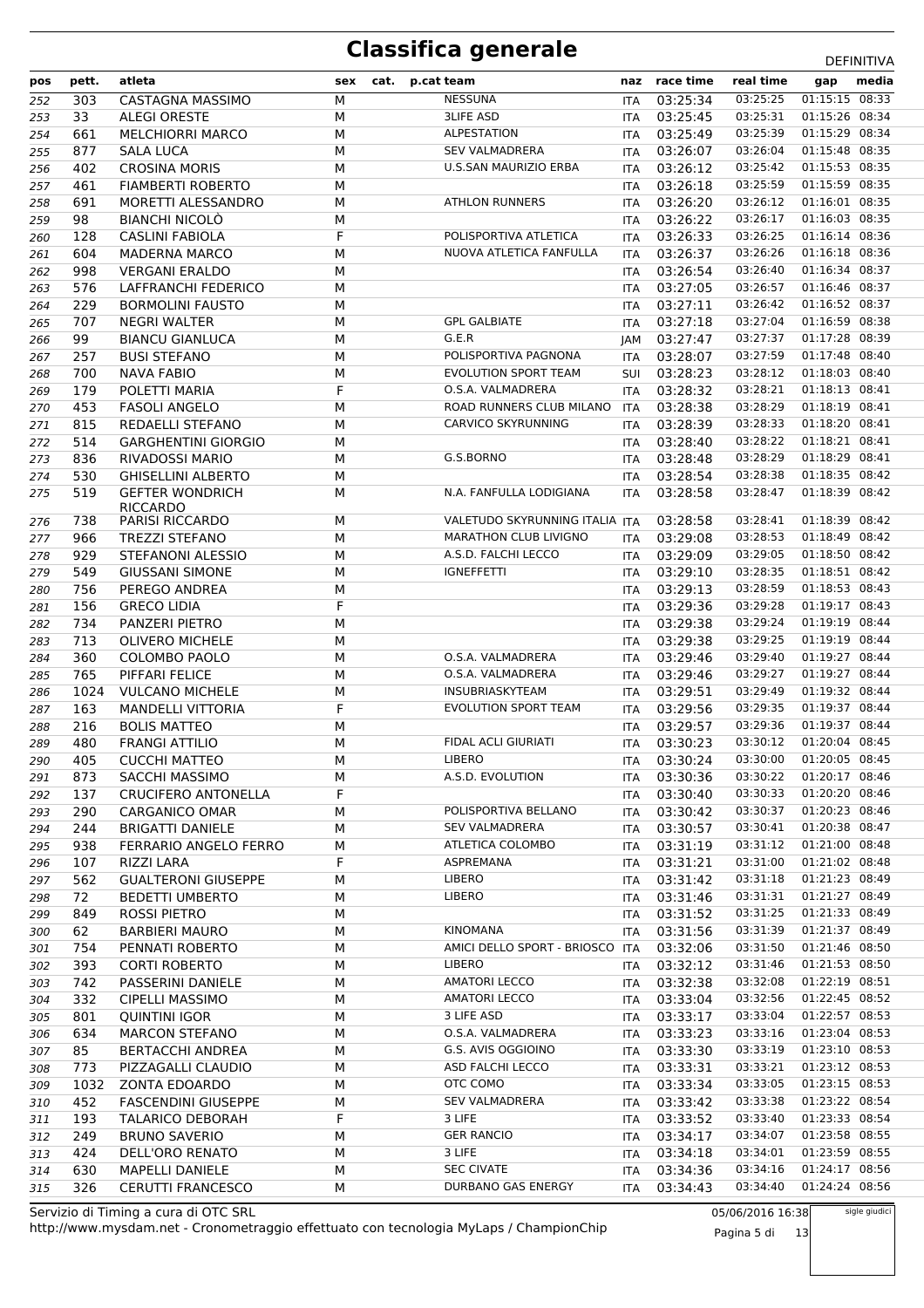# Classifica generale

DEFINITIVA

| pos | pett. | atleta | sex | cat. | p.cat | team | naz | race time | real time | gap | media |
|---|---|---|---|---|---|---|---|---|---|---|---|
| 252 | 303 | CASTAGNA MASSIMO | M | | | NESSUNA | ITA | 03:25:34 | 03:25:25 | 01:15:15 | 08:33 |
| 253 | 33 | ALEGI ORESTE | M | | | 3LIFE ASD | ITA | 03:25:45 | 03:25:31 | 01:15:26 | 08:34 |
| 254 | 661 | MELCHIORRI MARCO | M | | | ALPESTATION | ITA | 03:25:49 | 03:25:39 | 01:15:29 | 08:34 |
| 255 | 877 | SALA LUCA | M | | | SEV VALMADRERA | ITA | 03:26:07 | 03:26:04 | 01:15:48 | 08:35 |
| 256 | 402 | CROSINA MORIS | M | | | U.S.SAN MAURIZIO ERBA | ITA | 03:26:12 | 03:25:42 | 01:15:53 | 08:35 |
| 257 | 461 | FIAMBERTI ROBERTO | M | | | | ITA | 03:26:18 | 03:25:59 | 01:15:59 | 08:35 |
| 258 | 691 | MORETTI ALESSANDRO | M | | | ATHLON RUNNERS | ITA | 03:26:20 | 03:26:12 | 01:16:01 | 08:35 |
| 259 | 98 | BIANCHI NICOLÒ | M | | | | ITA | 03:26:22 | 03:26:17 | 01:16:03 | 08:35 |
| 260 | 128 | CASLINI FABIOLA | F | | | POLISPORTIVA ATLETICA | ITA | 03:26:33 | 03:26:25 | 01:16:14 | 08:36 |
| 261 | 604 | MADERNA MARCO | M | | | NUOVA ATLETICA FANFULLA | ITA | 03:26:37 | 03:26:26 | 01:16:18 | 08:36 |
| 262 | 998 | VERGANI ERALDO | M | | | | ITA | 03:26:54 | 03:26:40 | 01:16:34 | 08:37 |
| 263 | 576 | LAFFRANCHI FEDERICO | M | | | | ITA | 03:27:05 | 03:26:57 | 01:16:46 | 08:37 |
| 264 | 229 | BORMOLINI FAUSTO | M | | | | ITA | 03:27:11 | 03:26:42 | 01:16:52 | 08:37 |
| 265 | 707 | NEGRI WALTER | M | | | GPL GALBIATE | ITA | 03:27:18 | 03:27:04 | 01:16:59 | 08:38 |
| 266 | 99 | BIANCU GIANLUCA | M | | | G.E.R | JAM | 03:27:47 | 03:27:37 | 01:17:28 | 08:39 |
| 267 | 257 | BUSI STEFANO | M | | | POLISPORTIVA PAGNONA | ITA | 03:28:07 | 03:27:59 | 01:17:48 | 08:40 |
| 268 | 700 | NAVA FABIO | M | | | EVOLUTION SPORT TEAM | SUI | 03:28:23 | 03:28:12 | 01:18:03 | 08:40 |
| 269 | 179 | POLETTI MARIA | F | | | O.S.A. VALMADRERA | ITA | 03:28:32 | 03:28:21 | 01:18:13 | 08:41 |
| 270 | 453 | FASOLI ANGELO | M | | | ROAD RUNNERS CLUB MILANO | ITA | 03:28:38 | 03:28:29 | 01:18:19 | 08:41 |
| 271 | 815 | REDAELLI STEFANO | M | | | CARVICO SKYRUNNING | ITA | 03:28:39 | 03:28:33 | 01:18:20 | 08:41 |
| 272 | 514 | GARGHENTINI GIORGIO | M | | | | ITA | 03:28:40 | 03:28:22 | 01:18:21 | 08:41 |
| 273 | 836 | RIVADOSSI MARIO | M | | | G.S.BORNO | ITA | 03:28:48 | 03:28:29 | 01:18:29 | 08:41 |
| 274 | 530 | GHISELLINI ALBERTO | M | | | | ITA | 03:28:54 | 03:28:38 | 01:18:35 | 08:42 |
| 275 | 519 | GEFTER WONDRICH RICCARDO | M | | | N.A. FANFULLA LODIGIANA | ITA | 03:28:58 | 03:28:47 | 01:18:39 | 08:42 |
| 276 | 738 | PARISI RICCARDO | M | | | VALETUDO SKYRUNNING ITALIA | ITA | 03:28:58 | 03:28:41 | 01:18:39 | 08:42 |
| 277 | 966 | TREZZI STEFANO | M | | | MARATHON CLUB LIVIGNO | ITA | 03:29:08 | 03:28:53 | 01:18:49 | 08:42 |
| 278 | 929 | STEFANONI ALESSIO | M | | | A.S.D. FALCHI LECCO | ITA | 03:29:09 | 03:29:05 | 01:18:50 | 08:42 |
| 279 | 549 | GIUSSANI SIMONE | M | | | IGNEFFETTI | ITA | 03:29:10 | 03:28:35 | 01:18:51 | 08:42 |
| 280 | 756 | PEREGO ANDREA | M | | | | ITA | 03:29:13 | 03:28:59 | 01:18:53 | 08:43 |
| 281 | 156 | GRECO LIDIA | F | | | | ITA | 03:29:36 | 03:29:28 | 01:19:17 | 08:43 |
| 282 | 734 | PANZERI PIETRO | M | | | | ITA | 03:29:38 | 03:29:24 | 01:19:19 | 08:44 |
| 283 | 713 | OLIVERO MICHELE | M | | | | ITA | 03:29:38 | 03:29:25 | 01:19:19 | 08:44 |
| 284 | 360 | COLOMBO PAOLO | M | | | O.S.A. VALMADRERA | ITA | 03:29:46 | 03:29:40 | 01:19:27 | 08:44 |
| 285 | 765 | PIFFARI FELICE | M | | | O.S.A. VALMADRERA | ITA | 03:29:46 | 03:29:27 | 01:19:27 | 08:44 |
| 286 | 1024 | VULCANO MICHELE | M | | | INSUBRIASKYTEAM | ITA | 03:29:51 | 03:29:49 | 01:19:32 | 08:44 |
| 287 | 163 | MANDELLI VITTORIA | F | | | EVOLUTION SPORT TEAM | ITA | 03:29:56 | 03:29:35 | 01:19:37 | 08:44 |
| 288 | 216 | BOLIS MATTEO | M | | | | ITA | 03:29:57 | 03:29:36 | 01:19:37 | 08:44 |
| 289 | 480 | FRANGI ATTILIO | M | | | FIDAL ACLI GIURIATI | ITA | 03:30:23 | 03:30:12 | 01:20:04 | 08:45 |
| 290 | 405 | CUCCHI MATTEO | M | | | LIBERO | ITA | 03:30:24 | 03:30:00 | 01:20:05 | 08:45 |
| 291 | 873 | SACCHI MASSIMO | M | | | A.S.D. EVOLUTION | ITA | 03:30:36 | 03:30:22 | 01:20:17 | 08:46 |
| 292 | 137 | CRUCIFERO ANTONELLA | F | | | | ITA | 03:30:40 | 03:30:33 | 01:20:20 | 08:46 |
| 293 | 290 | CARGANICO OMAR | M | | | POLISPORTIVA BELLANO | ITA | 03:30:42 | 03:30:37 | 01:20:23 | 08:46 |
| 294 | 244 | BRIGATTI DANIELE | M | | | SEV VALMADRERA | ITA | 03:30:57 | 03:30:41 | 01:20:38 | 08:47 |
| 295 | 938 | FERRARIO ANGELO FERRO | M | | | ATLETICA COLOMBO | ITA | 03:31:19 | 03:31:12 | 01:21:00 | 08:48 |
| 296 | 107 | RIZZI LARA | F | | | ASPREMANA | ITA | 03:31:21 | 03:31:00 | 01:21:02 | 08:48 |
| 297 | 562 | GUALTERONI GIUSEPPE | M | | | LIBERO | ITA | 03:31:42 | 03:31:18 | 01:21:23 | 08:49 |
| 298 | 72 | BEDETTI UMBERTO | M | | | LIBERO | ITA | 03:31:46 | 03:31:31 | 01:21:27 | 08:49 |
| 299 | 849 | ROSSI PIETRO | M | | | | ITA | 03:31:52 | 03:31:25 | 01:21:33 | 08:49 |
| 300 | 62 | BARBIERI MAURO | M | | | KINOMANA | ITA | 03:31:56 | 03:31:39 | 01:21:37 | 08:49 |
| 301 | 754 | PENNATI ROBERTO | M | | | AMICI DELLO SPORT - BRIOSCO | ITA | 03:32:06 | 03:31:50 | 01:21:46 | 08:50 |
| 302 | 393 | CORTI ROBERTO | M | | | LIBERO | ITA | 03:32:12 | 03:31:46 | 01:21:53 | 08:50 |
| 303 | 742 | PASSERINI DANIELE | M | | | AMATORI LECCO | ITA | 03:32:38 | 03:32:08 | 01:22:19 | 08:51 |
| 304 | 332 | CIPELLI MASSIMO | M | | | AMATORI LECCO | ITA | 03:33:04 | 03:32:56 | 01:22:45 | 08:52 |
| 305 | 801 | QUINTINI IGOR | M | | | 3 LIFE ASD | ITA | 03:33:17 | 03:33:04 | 01:22:57 | 08:53 |
| 306 | 634 | MARCON STEFANO | M | | | O.S.A. VALMADRERA | ITA | 03:33:23 | 03:33:16 | 01:23:04 | 08:53 |
| 307 | 85 | BERTACCHI ANDREA | M | | | G.S. AVIS OGGIOINO | ITA | 03:33:30 | 03:33:19 | 01:23:10 | 08:53 |
| 308 | 773 | PIZZAGALLI CLAUDIO | M | | | ASD FALCHI LECCO | ITA | 03:33:31 | 03:33:21 | 01:23:12 | 08:53 |
| 309 | 1032 | ZONTA EDOARDO | M | | | OTC COMO | ITA | 03:33:34 | 03:33:05 | 01:23:15 | 08:53 |
| 310 | 452 | FASCENDINI GIUSEPPE | M | | | SEV VALMADRERA | ITA | 03:33:42 | 03:33:38 | 01:23:22 | 08:54 |
| 311 | 193 | TALARICO DEBORAH | F | | | 3 LIFE | ITA | 03:33:52 | 03:33:40 | 01:23:33 | 08:54 |
| 312 | 249 | BRUNO SAVERIO | M | | | GER RANCIO | ITA | 03:34:17 | 03:34:07 | 01:23:58 | 08:55 |
| 313 | 424 | DELL'ORO RENATO | M | | | 3 LIFE | ITA | 03:34:18 | 03:34:01 | 01:23:59 | 08:55 |
| 314 | 630 | MAPELLI DANIELE | M | | | SEC CIVATE | ITA | 03:34:36 | 03:34:16 | 01:24:17 | 08:56 |
| 315 | 326 | CERUTTI FRANCESCO | M | | | DURBANO GAS ENERGY | ITA | 03:34:43 | 03:34:40 | 01:24:24 | 08:56 |

Servizio di Timing a cura di OTC SRL
http://www.mysdam.net - Cronometraggio effettuato con tecnologia MyLaps / ChampionChip

05/06/2016 16:38

sigle giudici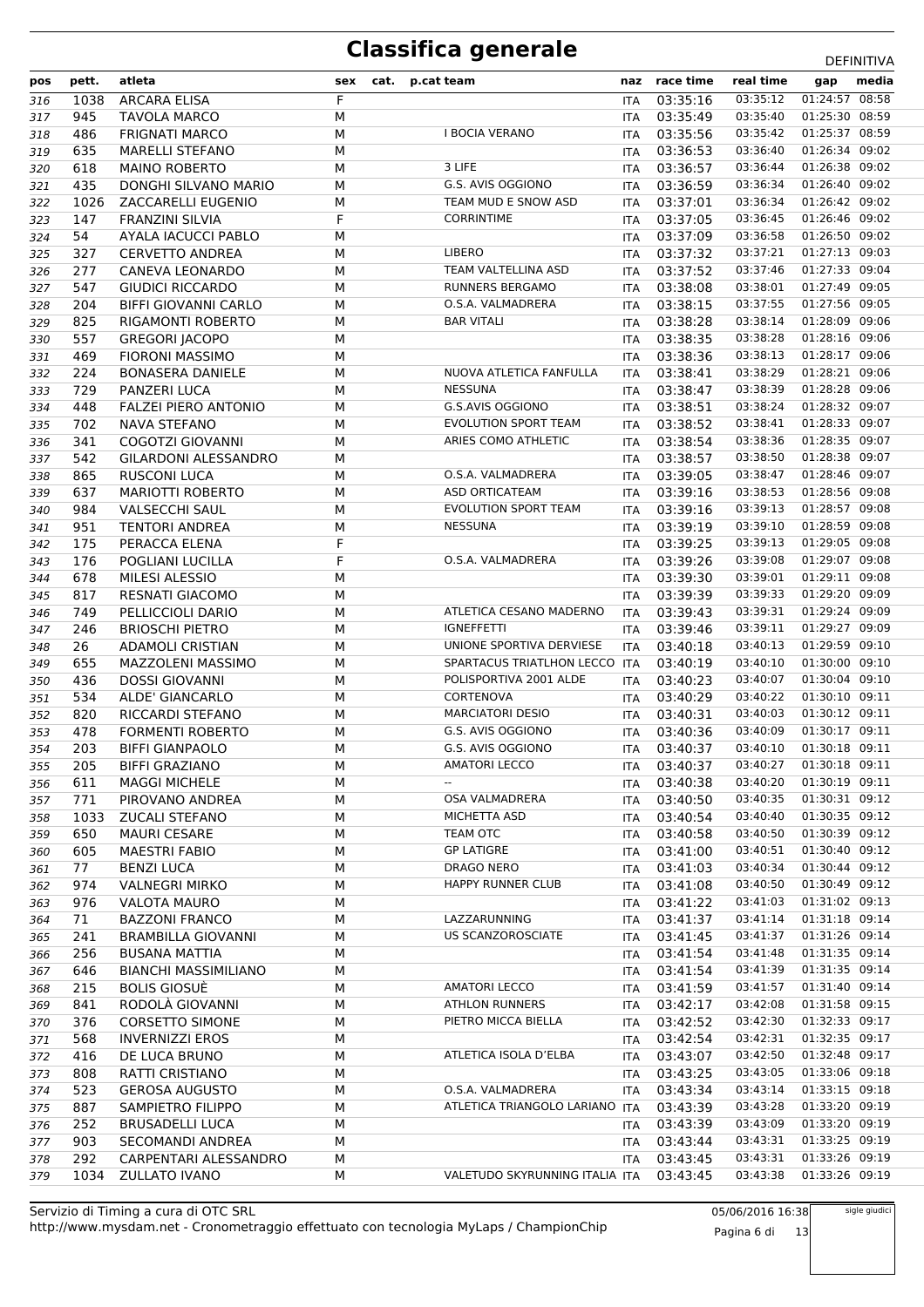# Classifica generale

DEFINITIVA

| pos | pett. | atleta | sex | cat. | p.cat | team | naz | race time | real time | gap | media |
|---|---|---|---|---|---|---|---|---|---|---|---|
| 316 | 1038 | ARCARA ELISA | F | | | | ITA | 03:35:16 | 03:35:12 | 01:24:57 | 08:58 |
| 317 | 945 | TAVOLA MARCO | M | | | | ITA | 03:35:49 | 03:35:40 | 01:25:30 | 08:59 |
| 318 | 486 | FRIGNATI MARCO | M | | | I BOCIA VERANO | ITA | 03:35:56 | 03:35:42 | 01:25:37 | 08:59 |
| 319 | 635 | MARELLI STEFANO | M | | | | ITA | 03:36:53 | 03:36:40 | 01:26:34 | 09:02 |
| 320 | 618 | MAINO ROBERTO | M | | | 3 LIFE | ITA | 03:36:57 | 03:36:44 | 01:26:38 | 09:02 |
| 321 | 435 | DONGHI SILVANO MARIO | M | | | G.S. AVIS OGGIONO | ITA | 03:36:59 | 03:36:34 | 01:26:40 | 09:02 |
| 322 | 1026 | ZACCARELLI EUGENIO | M | | | TEAM MUD E SNOW ASD | ITA | 03:37:01 | 03:36:34 | 01:26:42 | 09:02 |
| 323 | 147 | FRANZINI SILVIA | F | | | CORRINTIME | ITA | 03:37:05 | 03:36:45 | 01:26:46 | 09:02 |
| 324 | 54 | AYALA IACUCCI PABLO | M | | | | ITA | 03:37:09 | 03:36:58 | 01:26:50 | 09:02 |
| 325 | 327 | CERVETTO ANDREA | M | | | LIBERO | ITA | 03:37:32 | 03:37:21 | 01:27:13 | 09:03 |
| 326 | 277 | CANEVA LEONARDO | M | | | TEAM VALTELLINA ASD | ITA | 03:37:52 | 03:37:46 | 01:27:33 | 09:04 |
| 327 | 547 | GIUDICI RICCARDO | M | | | RUNNERS BERGAMO | ITA | 03:38:08 | 03:38:01 | 01:27:49 | 09:05 |
| 328 | 204 | BIFFI GIOVANNI CARLO | M | | | O.S.A. VALMADRERA | ITA | 03:38:15 | 03:37:55 | 01:27:56 | 09:05 |
| 329 | 825 | RIGAMONTI ROBERTO | M | | | BAR VITALI | ITA | 03:38:28 | 03:38:14 | 01:28:09 | 09:06 |
| 330 | 557 | GREGORI JACOPO | M | | | | ITA | 03:38:35 | 03:38:28 | 01:28:16 | 09:06 |
| 331 | 469 | FIORONI MASSIMO | M | | | | ITA | 03:38:36 | 03:38:13 | 01:28:17 | 09:06 |
| 332 | 224 | BONASERA DANIELE | M | | | NUOVA ATLETICA FANFULLA | ITA | 03:38:41 | 03:38:29 | 01:28:21 | 09:06 |
| 333 | 729 | PANZERI LUCA | M | | | NESSUNA | ITA | 03:38:47 | 03:38:39 | 01:28:28 | 09:06 |
| 334 | 448 | FALZEI PIERO ANTONIO | M | | | G.S.AVIS OGGIONO | ITA | 03:38:51 | 03:38:24 | 01:28:32 | 09:07 |
| 335 | 702 | NAVA STEFANO | M | | | EVOLUTION SPORT TEAM | ITA | 03:38:52 | 03:38:41 | 01:28:33 | 09:07 |
| 336 | 341 | COGOTZI GIOVANNI | M | | | ARIES COMO ATHLETIC | ITA | 03:38:54 | 03:38:36 | 01:28:35 | 09:07 |
| 337 | 542 | GILARDONI ALESSANDRO | M | | | | ITA | 03:38:57 | 03:38:50 | 01:28:38 | 09:07 |
| 338 | 865 | RUSCONI LUCA | M | | | O.S.A. VALMADRERA | ITA | 03:39:05 | 03:38:47 | 01:28:46 | 09:07 |
| 339 | 637 | MARIOTTI ROBERTO | M | | | ASD ORTICATEAM | ITA | 03:39:16 | 03:38:53 | 01:28:56 | 09:08 |
| 340 | 984 | VALSECCHI SAUL | M | | | EVOLUTION SPORT TEAM | ITA | 03:39:16 | 03:39:13 | 01:28:57 | 09:08 |
| 341 | 951 | TENTORI ANDREA | M | | | NESSUNA | ITA | 03:39:19 | 03:39:10 | 01:28:59 | 09:08 |
| 342 | 175 | PERACCA ELENA | F | | | | ITA | 03:39:25 | 03:39:13 | 01:29:05 | 09:08 |
| 343 | 176 | POGLIANI LUCILLA | F | | | O.S.A. VALMADRERA | ITA | 03:39:26 | 03:39:08 | 01:29:07 | 09:08 |
| 344 | 678 | MILESI ALESSIO | M | | | | ITA | 03:39:30 | 03:39:01 | 01:29:11 | 09:08 |
| 345 | 817 | RESNATI GIACOMO | M | | | | ITA | 03:39:39 | 03:39:33 | 01:29:20 | 09:09 |
| 346 | 749 | PELLICCIOLI DARIO | M | | | ATLETICA CESANO MADERNO | ITA | 03:39:43 | 03:39:31 | 01:29:24 | 09:09 |
| 347 | 246 | BRIOSCHI PIETRO | M | | | IGNEFFETTI | ITA | 03:39:46 | 03:39:11 | 01:29:27 | 09:09 |
| 348 | 26 | ADAMOLI CRISTIAN | M | | | UNIONE SPORTIVA DERVIESE | ITA | 03:40:18 | 03:40:13 | 01:29:59 | 09:10 |
| 349 | 655 | MAZZOLENI MASSIMO | M | | | SPARTACUS TRIATLHON LECCO | ITA | 03:40:19 | 03:40:10 | 01:30:00 | 09:10 |
| 350 | 436 | DOSSI GIOVANNI | M | | | POLISPORTIVA 2001 ALDE | ITA | 03:40:23 | 03:40:07 | 01:30:04 | 09:10 |
| 351 | 534 | ALDE' GIANCARLO | M | | | CORTENOVA | ITA | 03:40:29 | 03:40:22 | 01:30:10 | 09:11 |
| 352 | 820 | RICCARDI STEFANO | M | | | MARCIATORI DESIO | ITA | 03:40:31 | 03:40:03 | 01:30:12 | 09:11 |
| 353 | 478 | FORMENTI ROBERTO | M | | | G.S. AVIS OGGIONO | ITA | 03:40:36 | 03:40:09 | 01:30:17 | 09:11 |
| 354 | 203 | BIFFI GIANPAOLO | M | | | G.S. AVIS OGGIONO | ITA | 03:40:37 | 03:40:10 | 01:30:18 | 09:11 |
| 355 | 205 | BIFFI GRAZIANO | M | | | AMATORI LECCO | ITA | 03:40:37 | 03:40:27 | 01:30:18 | 09:11 |
| 356 | 611 | MAGGI MICHELE | M | | | -- | ITA | 03:40:38 | 03:40:20 | 01:30:19 | 09:11 |
| 357 | 771 | PIROVANO ANDREA | M | | | OSA VALMADRERA | ITA | 03:40:50 | 03:40:35 | 01:30:31 | 09:12 |
| 358 | 1033 | ZUCALI STEFANO | M | | | MICHETTA ASD | ITA | 03:40:54 | 03:40:40 | 01:30:35 | 09:12 |
| 359 | 650 | MAURI CESARE | M | | | TEAM OTC | ITA | 03:40:58 | 03:40:50 | 01:30:39 | 09:12 |
| 360 | 605 | MAESTRI FABIO | M | | | GP LATIGRE | ITA | 03:41:00 | 03:40:51 | 01:30:40 | 09:12 |
| 361 | 77 | BENZI LUCA | M | | | DRAGO NERO | ITA | 03:41:03 | 03:40:34 | 01:30:44 | 09:12 |
| 362 | 974 | VALNEGRI MIRKO | M | | | HAPPY RUNNER CLUB | ITA | 03:41:08 | 03:40:50 | 01:30:49 | 09:12 |
| 363 | 976 | VALOTA MAURO | M | | | | ITA | 03:41:22 | 03:41:03 | 01:31:02 | 09:13 |
| 364 | 71 | BAZZONI FRANCO | M | | | LAZZARUNNING | ITA | 03:41:37 | 03:41:14 | 01:31:18 | 09:14 |
| 365 | 241 | BRAMBILLA GIOVANNI | M | | | US SCANZOROSCIATE | ITA | 03:41:45 | 03:41:37 | 01:31:26 | 09:14 |
| 366 | 256 | BUSANA MATTIA | M | | | | ITA | 03:41:54 | 03:41:48 | 01:31:35 | 09:14 |
| 367 | 646 | BIANCHI MASSIMILIANO | M | | | | ITA | 03:41:54 | 03:41:39 | 01:31:35 | 09:14 |
| 368 | 215 | BOLIS GIOSUÈ | M | | | AMATORI LECCO | ITA | 03:41:59 | 03:41:57 | 01:31:40 | 09:14 |
| 369 | 841 | RODOLÀ GIOVANNI | M | | | ATHLON RUNNERS | ITA | 03:42:17 | 03:42:08 | 01:31:58 | 09:15 |
| 370 | 376 | CORSETTO SIMONE | M | | | PIETRO MICCA BIELLA | ITA | 03:42:52 | 03:42:30 | 01:32:33 | 09:17 |
| 371 | 568 | INVERNIZZI EROS | M | | | | ITA | 03:42:54 | 03:42:31 | 01:32:35 | 09:17 |
| 372 | 416 | DE LUCA BRUNO | M | | | ATLETICA ISOLA D'ELBA | ITA | 03:43:07 | 03:42:50 | 01:32:48 | 09:17 |
| 373 | 808 | RATTI CRISTIANO | M | | | | ITA | 03:43:25 | 03:43:05 | 01:33:06 | 09:18 |
| 374 | 523 | GEROSA AUGUSTO | M | | | O.S.A. VALMADRERA | ITA | 03:43:34 | 03:43:14 | 01:33:15 | 09:18 |
| 375 | 887 | SAMPIETRO FILIPPO | M | | | ATLETICA TRIANGOLO LARIANO | ITA | 03:43:39 | 03:43:28 | 01:33:20 | 09:19 |
| 376 | 252 | BRUSADELLI LUCA | M | | | | ITA | 03:43:39 | 03:43:09 | 01:33:20 | 09:19 |
| 377 | 903 | SECOMANDI ANDREA | M | | | | ITA | 03:43:44 | 03:43:31 | 01:33:25 | 09:19 |
| 378 | 292 | CARPENTARI ALESSANDRO | M | | | | ITA | 03:43:45 | 03:43:31 | 01:33:26 | 09:19 |
| 379 | 1034 | ZULLATO IVANO | M | | | VALETUDO SKYRUNNING ITALIA | ITA | 03:43:45 | 03:43:38 | 01:33:26 | 09:19 |

Servizio di Timing a cura di OTC SRL
http://www.mysdam.net - Cronometraggio effettuato con tecnologia MyLaps / ChampionChip

05/06/2016 16:38

sigle giudici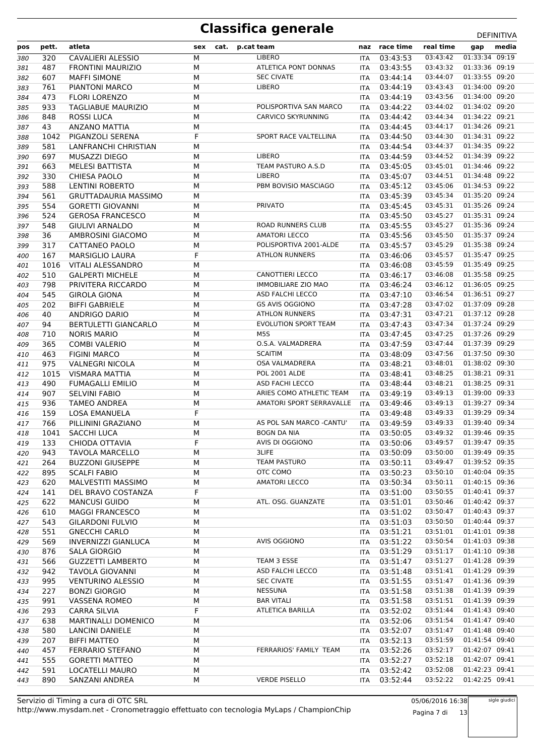# Classifica generale

DEFINITIVA

| pos | pett. | atleta | sex | cat. | p.cat | team | naz | race time | real time | gap | media |
|---|---|---|---|---|---|---|---|---|---|---|---|
| 380 | 320 | CAVALIERI ALESSIO | M | | | LIBERO | ITA | 03:43:53 | 03:43:42 | 01:33:34 | 09:19 |
| 381 | 487 | FRONTINI MAURIZIO | M | | | ATLETICA PONT DONNAS | ITA | 03:43:55 | 03:43:32 | 01:33:36 | 09:19 |
| 382 | 607 | MAFFI SIMONE | M | | | SEC CIVATE | ITA | 03:44:14 | 03:44:07 | 01:33:55 | 09:20 |
| 383 | 761 | PIANTONI MARCO | M | | | LIBERO | ITA | 03:44:19 | 03:43:43 | 01:34:00 | 09:20 |
| 384 | 473 | FLORI LORENZO | M | | | | ITA | 03:44:19 | 03:43:56 | 01:34:00 | 09:20 |
| 385 | 933 | TAGLIABUE MAURIZIO | M | | | POLISPORTIVA SAN MARCO | ITA | 03:44:22 | 03:44:02 | 01:34:02 | 09:20 |
| 386 | 848 | ROSSI LUCA | M | | | CARVICO SKYRUNNING | ITA | 03:44:42 | 03:44:34 | 01:34:22 | 09:21 |
| 387 | 43 | ANZANO MATTIA | M | | | | ITA | 03:44:45 | 03:44:17 | 01:34:26 | 09:21 |
| 388 | 1042 | PIGANZOLI SERENA | F | | | SPORT RACE VALTELLINA | ITA | 03:44:50 | 03:44:30 | 01:34:31 | 09:22 |
| 389 | 581 | LANFRANCHI CHRISTIAN | M | | | | ITA | 03:44:54 | 03:44:37 | 01:34:35 | 09:22 |
| 390 | 697 | MUSAZZI DIEGO | M | | | LIBERO | ITA | 03:44:59 | 03:44:52 | 01:34:39 | 09:22 |
| 391 | 663 | MELESI BATTISTA | M | | | TEAM PASTURO A.S.D | ITA | 03:45:05 | 03:45:01 | 01:34:46 | 09:22 |
| 392 | 330 | CHIESA PAOLO | M | | | LIBERO | ITA | 03:45:07 | 03:44:51 | 01:34:48 | 09:22 |
| 393 | 588 | LENTINI ROBERTO | M | | | PBM BOVISIO MASCIAGO | ITA | 03:45:12 | 03:45:06 | 01:34:53 | 09:22 |
| 394 | 561 | GRUTTADAURIA MASSIMO | M | | | | ITA | 03:45:39 | 03:45:34 | 01:35:20 | 09:24 |
| 395 | 554 | GORETTI GIOVANNI | M | | | PRIVATO | ITA | 03:45:45 | 03:45:31 | 01:35:26 | 09:24 |
| 396 | 524 | GEROSA FRANCESCO | M | | | | ITA | 03:45:50 | 03:45:27 | 01:35:31 | 09:24 |
| 397 | 548 | GIULIVI ARNALDO | M | | | ROAD RUNNERS CLUB | ITA | 03:45:55 | 03:45:27 | 01:35:36 | 09:24 |
| 398 | 36 | AMBROSINI GIACOMO | M | | | AMATORI LECCO | ITA | 03:45:56 | 03:45:50 | 01:35:37 | 09:24 |
| 399 | 317 | CATTANEO PAOLO | M | | | POLISPORTIVA 2001-ALDE | ITA | 03:45:57 | 03:45:29 | 01:35:38 | 09:24 |
| 400 | 167 | MARSIGLIO LAURA | F | | | ATHLON RUNNERS | ITA | 03:46:06 | 03:45:57 | 01:35:47 | 09:25 |
| 401 | 1016 | VITALI ALESSANDRO | M | | | | ITA | 03:46:08 | 03:45:59 | 01:35:49 | 09:25 |
| 402 | 510 | GALPERTI MICHELE | M | | | CANOTTIERI LECCO | ITA | 03:46:17 | 03:46:08 | 01:35:58 | 09:25 |
| 403 | 798 | PRIVITERA RICCARDO | M | | | IMMOBILIARE ZIO MAO | ITA | 03:46:24 | 03:46:12 | 01:36:05 | 09:25 |
| 404 | 545 | GIROLA GIONA | M | | | ASD FALCHI LECCO | ITA | 03:47:10 | 03:46:54 | 01:36:51 | 09:27 |
| 405 | 202 | BIFFI GABRIELE | M | | | GS AVIS OGGIONO | ITA | 03:47:28 | 03:47:02 | 01:37:09 | 09:28 |
| 406 | 40 | ANDRIGO DARIO | M | | | ATHLON RUNNERS | ITA | 03:47:31 | 03:47:21 | 01:37:12 | 09:28 |
| 407 | 94 | BERTULETTI GIANCARLO | M | | | EVOLUTION SPORT TEAM | ITA | 03:47:43 | 03:47:34 | 01:37:24 | 09:29 |
| 408 | 710 | NORIS MARIO | M | | | M5S | ITA | 03:47:45 | 03:47:25 | 01:37:26 | 09:29 |
| 409 | 365 | COMBI VALERIO | M | | | O.S.A. VALMADRERA | ITA | 03:47:59 | 03:47:44 | 01:37:39 | 09:29 |
| 410 | 463 | FIGINI MARCO | M | | | SCAITIM | ITA | 03:48:09 | 03:47:56 | 01:37:50 | 09:30 |
| 411 | 975 | VALNEGRI NICOLA | M | | | OSA VALMADRERA | ITA | 03:48:21 | 03:48:01 | 01:38:02 | 09:30 |
| 412 | 1015 | VISMARA MATTIA | M | | | POL 2001 ALDE | ITA | 03:48:41 | 03:48:25 | 01:38:21 | 09:31 |
| 413 | 490 | FUMAGALLI EMILIO | M | | | ASD FACHI LECCO | ITA | 03:48:44 | 03:48:21 | 01:38:25 | 09:31 |
| 414 | 907 | SELVINI FABIO | M | | | ARIES COMO ATHLETIC TEAM | ITA | 03:49:19 | 03:49:13 | 01:39:00 | 09:33 |
| 415 | 936 | TAMEO ANDREA | M | | | AMATORI SPORT SERRAVALLE | ITA | 03:49:46 | 03:49:13 | 01:39:27 | 09:34 |
| 416 | 159 | LOSA EMANUELA | F | | | | ITA | 03:49:48 | 03:49:33 | 01:39:29 | 09:34 |
| 417 | 766 | PILLININI GRAZIANO | M | | | AS POL SAN MARCO -CANTU' | ITA | 03:49:59 | 03:49:33 | 01:39:40 | 09:34 |
| 418 | 1041 | SACCHI LUCA | M | | | BOGN DA NIA | ITA | 03:50:05 | 03:49:32 | 01:39:46 | 09:35 |
| 419 | 133 | CHIODA OTTAVIA | F | | | AVIS DI OGGIONO | ITA | 03:50:06 | 03:49:57 | 01:39:47 | 09:35 |
| 420 | 943 | TAVOLA MARCELLO | M | | | 3LIFE | ITA | 03:50:09 | 03:50:00 | 01:39:49 | 09:35 |
| 421 | 264 | BUZZONI GIUSEPPE | M | | | TEAM PASTURO | ITA | 03:50:11 | 03:49:47 | 01:39:52 | 09:35 |
| 422 | 895 | SCALFI FABIO | M | | | OTC COMO | ITA | 03:50:23 | 03:50:10 | 01:40:04 | 09:35 |
| 423 | 620 | MALVESTITI MASSIMO | M | | | AMATORI LECCO | ITA | 03:50:34 | 03:50:11 | 01:40:15 | 09:36 |
| 424 | 141 | DEL BRAVO COSTANZA | F | | | | ITA | 03:51:00 | 03:50:55 | 01:40:41 | 09:37 |
| 425 | 622 | MANCUSI GUIDO | M | | | ATL. OSG. GUANZATE | ITA | 03:51:01 | 03:50:46 | 01:40:42 | 09:37 |
| 426 | 610 | MAGGI FRANCESCO | M | | | | ITA | 03:51:02 | 03:50:47 | 01:40:43 | 09:37 |
| 427 | 543 | GILARDONI FULVIO | M | | | | ITA | 03:51:03 | 03:50:50 | 01:40:44 | 09:37 |
| 428 | 551 | GNECCHI CARLO | M | | | | ITA | 03:51:21 | 03:51:01 | 01:41:01 | 09:38 |
| 429 | 569 | INVERNIZZI GIANLUCA | M | | | AVIS OGGIONO | ITA | 03:51:22 | 03:50:54 | 01:41:03 | 09:38 |
| 430 | 876 | SALA GIORGIO | M | | | | ITA | 03:51:29 | 03:51:17 | 01:41:10 | 09:38 |
| 431 | 566 | GUZZETTI LAMBERTO | M | | | TEAM 3 ESSE | ITA | 03:51:47 | 03:51:27 | 01:41:28 | 09:39 |
| 432 | 942 | TAVOLA GIOVANNI | M | | | ASD FALCHI LECCO | ITA | 03:51:48 | 03:51:41 | 01:41:29 | 09:39 |
| 433 | 995 | VENTURINO ALESSIO | M | | | SEC CIVATE | ITA | 03:51:55 | 03:51:47 | 01:41:36 | 09:39 |
| 434 | 227 | BONZI GIORGIO | M | | | NESSUNA | ITA | 03:51:58 | 03:51:38 | 01:41:39 | 09:39 |
| 435 | 991 | VASSENA ROMEO | M | | | BAR VITALI | ITA | 03:51:58 | 03:51:51 | 01:41:39 | 09:39 |
| 436 | 293 | CARRA SILVIA | F | | | ATLETICA BARILLA | ITA | 03:52:02 | 03:51:44 | 01:41:43 | 09:40 |
| 437 | 638 | MARTINALLI DOMENICO | M | | | | ITA | 03:52:06 | 03:51:54 | 01:41:47 | 09:40 |
| 438 | 580 | LANCINI DANIELE | M | | | | ITA | 03:52:07 | 03:51:47 | 01:41:48 | 09:40 |
| 439 | 207 | BIFFI MATTEO | M | | | | ITA | 03:52:13 | 03:51:59 | 01:41:54 | 09:40 |
| 440 | 457 | FERRARIO STEFANO | M | | | FERRARIOS' FAMILY TEAM | ITA | 03:52:26 | 03:52:17 | 01:42:07 | 09:41 |
| 441 | 555 | GORETTI MATTEO | M | | | | ITA | 03:52:27 | 03:52:18 | 01:42:07 | 09:41 |
| 442 | 591 | LOCATELLI MAURO | M | | | | ITA | 03:52:42 | 03:52:08 | 01:42:23 | 09:41 |
| 443 | 890 | SANZANI ANDREA | M | | | VERDE PISELLO | ITA | 03:52:44 | 03:52:22 | 01:42:25 | 09:41 |

Servizio di Timing a cura di OTC SRL
http://www.mysdam.net - Cronometraggio effettuato con tecnologia MyLaps / ChampionChip

05/06/2016 16:38

sigle giudici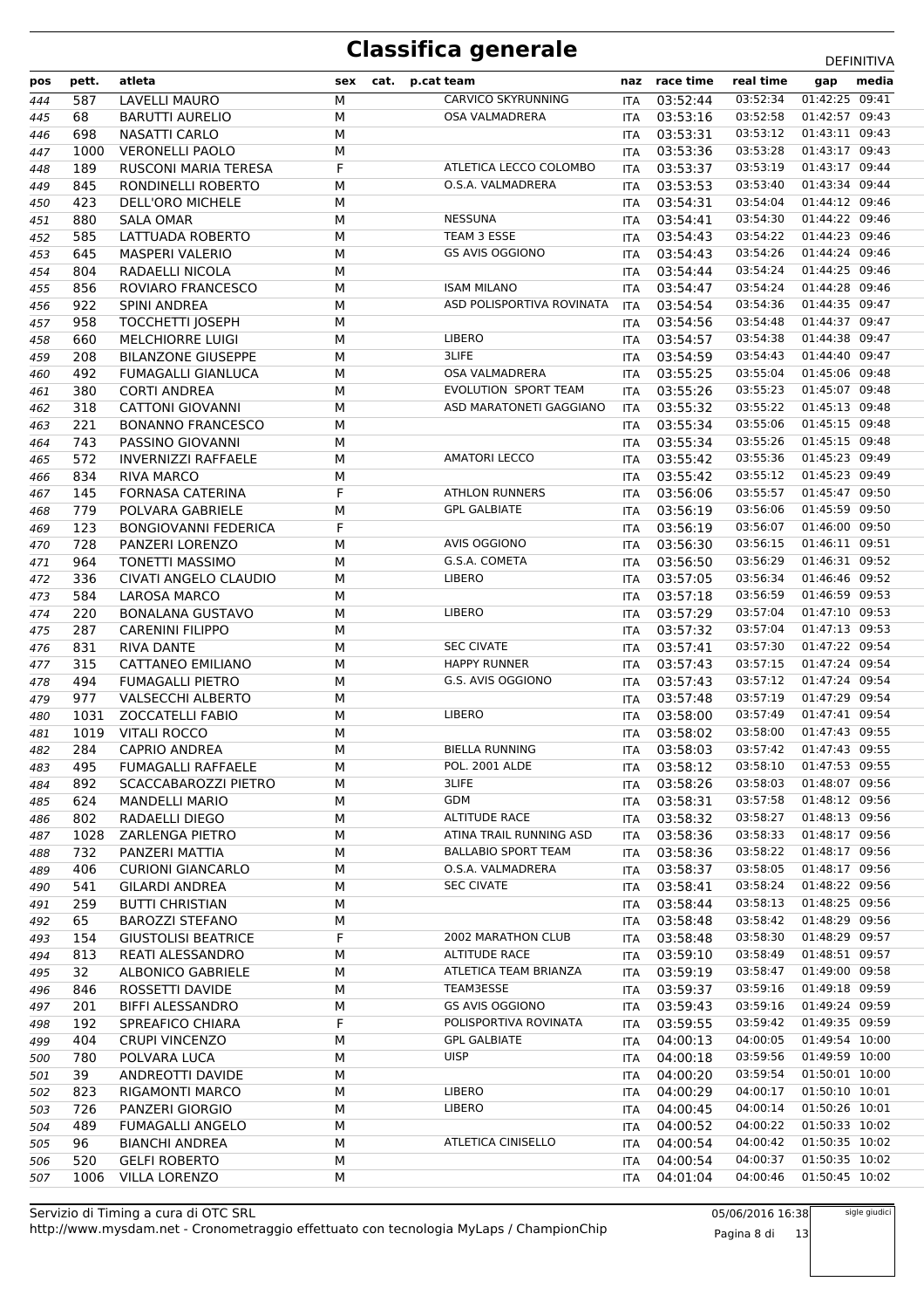# Classifica generale

DEFINITIVA

| pos | pett. | atleta | sex | cat. | p.cat | team | naz | race time | real time | gap | media |
|---|---|---|---|---|---|---|---|---|---|---|---|
| 444 | 587 | LAVELLI MAURO | M | | | CARVICO SKYRUNNING | ITA | 03:52:44 | 03:52:34 | 01:42:25 | 09:41 |
| 445 | 68 | BARUTTI AURELIO | M | | | OSA VALMADRERA | ITA | 03:53:16 | 03:52:58 | 01:42:57 | 09:43 |
| 446 | 698 | NASATTI CARLO | M | | | | ITA | 03:53:31 | 03:53:12 | 01:43:11 | 09:43 |
| 447 | 1000 | VERONELLI PAOLO | M | | | | ITA | 03:53:36 | 03:53:28 | 01:43:17 | 09:43 |
| 448 | 189 | RUSCONI MARIA TERESA | F | | | ATLETICA LECCO COLOMBO | ITA | 03:53:37 | 03:53:19 | 01:43:17 | 09:44 |
| 449 | 845 | RONDINELLI ROBERTO | M | | | O.S.A. VALMADRERA | ITA | 03:53:53 | 03:53:40 | 01:43:34 | 09:44 |
| 450 | 423 | DELL'ORO MICHELE | M | | | | ITA | 03:54:31 | 03:54:04 | 01:44:12 | 09:46 |
| 451 | 880 | SALA OMAR | M | | | NESSUNA | ITA | 03:54:41 | 03:54:30 | 01:44:22 | 09:46 |
| 452 | 585 | LATTUADA ROBERTO | M | | | TEAM 3 ESSE | ITA | 03:54:43 | 03:54:22 | 01:44:23 | 09:46 |
| 453 | 645 | MASPERI VALERIO | M | | | GS AVIS OGGIONO | ITA | 03:54:43 | 03:54:26 | 01:44:24 | 09:46 |
| 454 | 804 | RADAELLI NICOLA | M | | | | ITA | 03:54:44 | 03:54:24 | 01:44:25 | 09:46 |
| 455 | 856 | ROVIARO FRANCESCO | M | | | ISAM MILANO | ITA | 03:54:47 | 03:54:24 | 01:44:28 | 09:46 |
| 456 | 922 | SPINI ANDREA | M | | | ASD POLISPORTIVA ROVINATA | ITA | 03:54:54 | 03:54:36 | 01:44:35 | 09:47 |
| 457 | 958 | TOCCHETTI JOSEPH | M | | | | ITA | 03:54:56 | 03:54:48 | 01:44:37 | 09:47 |
| 458 | 660 | MELCHIORRE LUIGI | M | | | LIBERO | ITA | 03:54:57 | 03:54:38 | 01:44:38 | 09:47 |
| 459 | 208 | BILANZONE GIUSEPPE | M | | | 3LIFE | ITA | 03:54:59 | 03:54:43 | 01:44:40 | 09:47 |
| 460 | 492 | FUMAGALLI GIANLUCA | M | | | OSA VALMADRERA | ITA | 03:55:25 | 03:55:04 | 01:45:06 | 09:48 |
| 461 | 380 | CORTI ANDREA | M | | | EVOLUTION SPORT TEAM | ITA | 03:55:26 | 03:55:23 | 01:45:07 | 09:48 |
| 462 | 318 | CATTONI GIOVANNI | M | | | ASD MARATONETI GAGGIANO | ITA | 03:55:32 | 03:55:22 | 01:45:13 | 09:48 |
| 463 | 221 | BONANNO FRANCESCO | M | | | | ITA | 03:55:34 | 03:55:06 | 01:45:15 | 09:48 |
| 464 | 743 | PASSINO GIOVANNI | M | | | | ITA | 03:55:34 | 03:55:26 | 01:45:15 | 09:48 |
| 465 | 572 | INVERNIZZI RAFFAELE | M | | | AMATORI LECCO | ITA | 03:55:42 | 03:55:36 | 01:45:23 | 09:49 |
| 466 | 834 | RIVA MARCO | M | | | | ITA | 03:55:42 | 03:55:12 | 01:45:23 | 09:49 |
| 467 | 145 | FORNASA CATERINA | F | | | ATHLON RUNNERS | ITA | 03:56:06 | 03:55:57 | 01:45:47 | 09:50 |
| 468 | 779 | POLVARA GABRIELE | M | | | GPL GALBIATE | ITA | 03:56:19 | 03:56:06 | 01:45:59 | 09:50 |
| 469 | 123 | BONGIOVANNI FEDERICA | F | | | | ITA | 03:56:19 | 03:56:07 | 01:46:00 | 09:50 |
| 470 | 728 | PANZERI LORENZO | M | | | AVIS OGGIONO | ITA | 03:56:30 | 03:56:15 | 01:46:11 | 09:51 |
| 471 | 964 | TONETTI MASSIMO | M | | | G.S.A. COMETA | ITA | 03:56:50 | 03:56:29 | 01:46:31 | 09:52 |
| 472 | 336 | CIVATI ANGELO CLAUDIO | M | | | LIBERO | ITA | 03:57:05 | 03:56:34 | 01:46:46 | 09:52 |
| 473 | 584 | LAROSA MARCO | M | | | | ITA | 03:57:18 | 03:56:59 | 01:46:59 | 09:53 |
| 474 | 220 | BONALANA GUSTAVO | M | | | LIBERO | ITA | 03:57:29 | 03:57:04 | 01:47:10 | 09:53 |
| 475 | 287 | CARENINI FILIPPO | M | | | | ITA | 03:57:32 | 03:57:04 | 01:47:13 | 09:53 |
| 476 | 831 | RIVA DANTE | M | | | SEC CIVATE | ITA | 03:57:41 | 03:57:30 | 01:47:22 | 09:54 |
| 477 | 315 | CATTANEO EMILIANO | M | | | HAPPY RUNNER | ITA | 03:57:43 | 03:57:15 | 01:47:24 | 09:54 |
| 478 | 494 | FUMAGALLI PIETRO | M | | | G.S. AVIS OGGIONO | ITA | 03:57:43 | 03:57:12 | 01:47:24 | 09:54 |
| 479 | 977 | VALSECCHI ALBERTO | M | | | | ITA | 03:57:48 | 03:57:19 | 01:47:29 | 09:54 |
| 480 | 1031 | ZOCCATELLI FABIO | M | | | LIBERO | ITA | 03:58:00 | 03:57:49 | 01:47:41 | 09:54 |
| 481 | 1019 | VITALI ROCCO | M | | | | ITA | 03:58:02 | 03:58:00 | 01:47:43 | 09:55 |
| 482 | 284 | CAPRIO ANDREA | M | | | BIELLA RUNNING | ITA | 03:58:03 | 03:57:42 | 01:47:43 | 09:55 |
| 483 | 495 | FUMAGALLI RAFFAELE | M | | | POL. 2001 ALDE | ITA | 03:58:12 | 03:58:10 | 01:47:53 | 09:55 |
| 484 | 892 | SCACCABAROZZI PIETRO | M | | | 3LIFE | ITA | 03:58:26 | 03:58:03 | 01:48:07 | 09:56 |
| 485 | 624 | MANDELLI MARIO | M | | | GDM | ITA | 03:58:31 | 03:57:58 | 01:48:12 | 09:56 |
| 486 | 802 | RADAELLI DIEGO | M | | | ALTITUDE RACE | ITA | 03:58:32 | 03:58:27 | 01:48:13 | 09:56 |
| 487 | 1028 | ZARLENGA PIETRO | M | | | ATINA TRAIL RUNNING ASD | ITA | 03:58:36 | 03:58:33 | 01:48:17 | 09:56 |
| 488 | 732 | PANZERI MATTIA | M | | | BALLABIO SPORT TEAM | ITA | 03:58:36 | 03:58:22 | 01:48:17 | 09:56 |
| 489 | 406 | CURIONI GIANCARLO | M | | | O.S.A. VALMADRERA | ITA | 03:58:37 | 03:58:05 | 01:48:17 | 09:56 |
| 490 | 541 | GILARDI ANDREA | M | | | SEC CIVATE | ITA | 03:58:41 | 03:58:24 | 01:48:22 | 09:56 |
| 491 | 259 | BUTTI CHRISTIAN | M | | | | ITA | 03:58:44 | 03:58:13 | 01:48:25 | 09:56 |
| 492 | 65 | BAROZZI STEFANO | M | | | | ITA | 03:58:48 | 03:58:42 | 01:48:29 | 09:56 |
| 493 | 154 | GIUSTOLISI BEATRICE | F | | | 2002 MARATHON CLUB | ITA | 03:58:48 | 03:58:30 | 01:48:29 | 09:57 |
| 494 | 813 | REATI ALESSANDRO | M | | | ALTITUDE RACE | ITA | 03:59:10 | 03:58:49 | 01:48:51 | 09:57 |
| 495 | 32 | ALBONICO GABRIELE | M | | | ATLETICA TEAM BRIANZA | ITA | 03:59:19 | 03:58:47 | 01:49:00 | 09:58 |
| 496 | 846 | ROSSETTI DAVIDE | M | | | TEAM3ESSE | ITA | 03:59:37 | 03:59:16 | 01:49:18 | 09:59 |
| 497 | 201 | BIFFI ALESSANDRO | M | | | GS AVIS OGGIONO | ITA | 03:59:43 | 03:59:16 | 01:49:24 | 09:59 |
| 498 | 192 | SPREAFICO CHIARA | F | | | POLISPORTIVA ROVINATA | ITA | 03:59:55 | 03:59:42 | 01:49:35 | 09:59 |
| 499 | 404 | CRUPI VINCENZO | M | | | GPL GALBIATE | ITA | 04:00:13 | 04:00:05 | 01:49:54 | 10:00 |
| 500 | 780 | POLVARA LUCA | M | | | UISP | ITA | 04:00:18 | 03:59:56 | 01:49:59 | 10:00 |
| 501 | 39 | ANDREOTTI DAVIDE | M | | | | ITA | 04:00:20 | 03:59:54 | 01:50:01 | 10:00 |
| 502 | 823 | RIGAMONTI MARCO | M | | | LIBERO | ITA | 04:00:29 | 04:00:17 | 01:50:10 | 10:01 |
| 503 | 726 | PANZERI GIORGIO | M | | | LIBERO | ITA | 04:00:45 | 04:00:14 | 01:50:26 | 10:01 |
| 504 | 489 | FUMAGALLI ANGELO | M | | | | ITA | 04:00:52 | 04:00:22 | 01:50:33 | 10:02 |
| 505 | 96 | BIANCHI ANDREA | M | | | ATLETICA CINISELLO | ITA | 04:00:54 | 04:00:42 | 01:50:35 | 10:02 |
| 506 | 520 | GELFI ROBERTO | M | | | | ITA | 04:00:54 | 04:00:37 | 01:50:35 | 10:02 |
| 507 | 1006 | VILLA LORENZO | M | | | | ITA | 04:01:04 | 04:00:46 | 01:50:45 | 10:02 |

Servizio di Timing a cura di OTC SRL
http://www.mysdam.net - Cronometraggio effettuato con tecnologia MyLaps / ChampionChip

05/06/2016 16:38

sigle giudici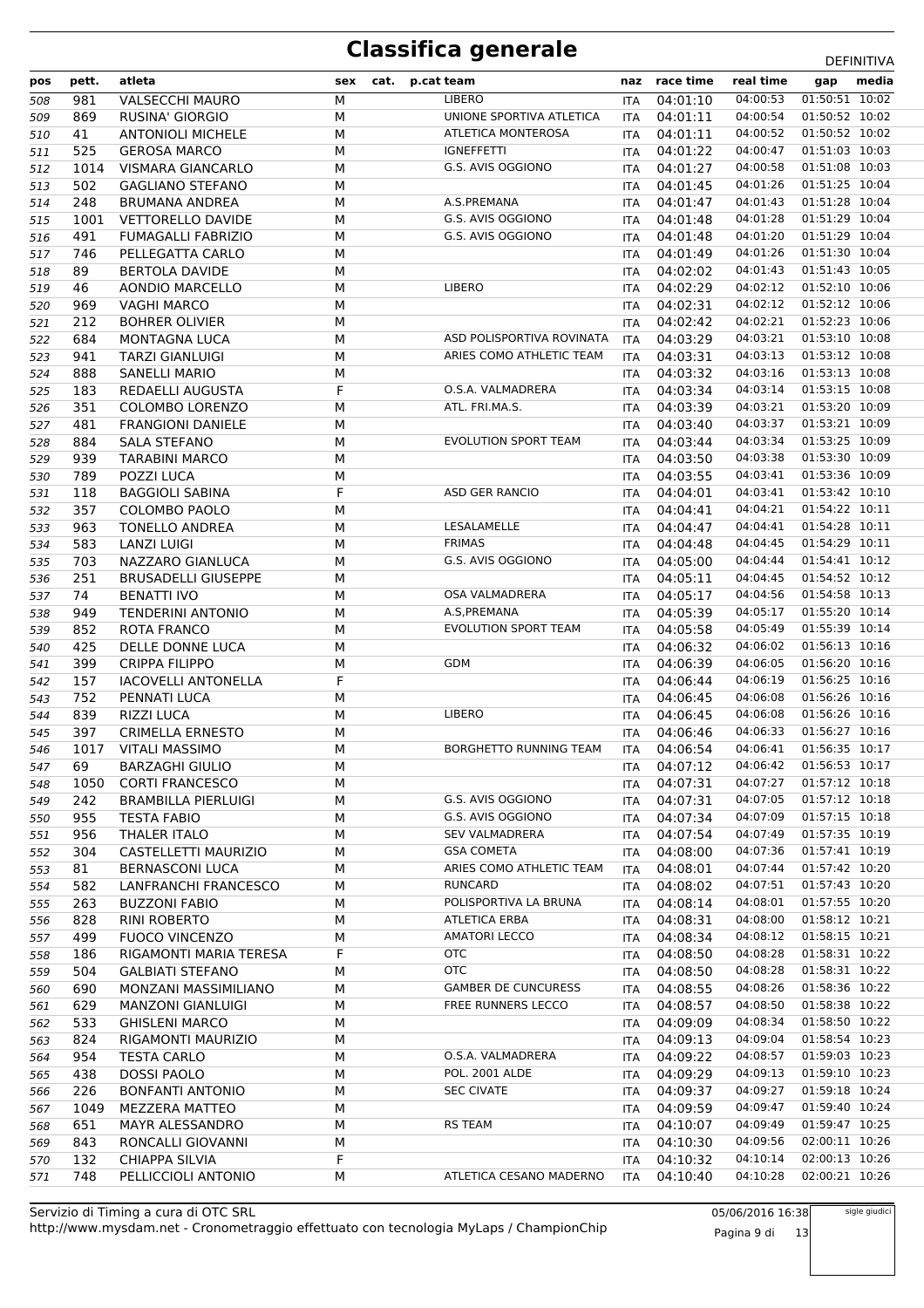# Classifica generale

DEFINITIVA

| pos | pett. | atleta | sex | cat. | p.cat | team | naz | race time | real time | gap | media |
|---|---|---|---|---|---|---|---|---|---|---|---|
| 508 | 981 | VALSECCHI MAURO | M | | | LIBERO | ITA | 04:01:10 | 04:00:53 | 01:50:51 | 10:02 |
| 509 | 869 | RUSINA' GIORGIO | M | | | UNIONE SPORTIVA ATLETICA | ITA | 04:01:11 | 04:00:54 | 01:50:52 | 10:02 |
| 510 | 41 | ANTONIOLI MICHELE | M | | | ATLETICA MONTEROSA | ITA | 04:01:11 | 04:00:52 | 01:50:52 | 10:02 |
| 511 | 525 | GEROSA MARCO | M | | | IGNEFFETTI | ITA | 04:01:22 | 04:00:47 | 01:51:03 | 10:03 |
| 512 | 1014 | VISMARA GIANCARLO | M | | | G.S. AVIS OGGIONO | ITA | 04:01:27 | 04:00:58 | 01:51:08 | 10:03 |
| 513 | 502 | GAGLIANO STEFANO | M | | | | ITA | 04:01:45 | 04:01:26 | 01:51:25 | 10:04 |
| 514 | 248 | BRUMANA ANDREA | M | | | A.S.PREMANA | ITA | 04:01:47 | 04:01:43 | 01:51:28 | 10:04 |
| 515 | 1001 | VETTORELLO DAVIDE | M | | | G.S. AVIS OGGIONO | ITA | 04:01:48 | 04:01:28 | 01:51:29 | 10:04 |
| 516 | 491 | FUMAGALLI FABRIZIO | M | | | G.S. AVIS OGGIONO | ITA | 04:01:48 | 04:01:20 | 01:51:29 | 10:04 |
| 517 | 746 | PELLEGATTA CARLO | M | | | | ITA | 04:01:49 | 04:01:26 | 01:51:30 | 10:04 |
| 518 | 89 | BERTOLA DAVIDE | M | | | | ITA | 04:02:02 | 04:01:43 | 01:51:43 | 10:05 |
| 519 | 46 | AONDIO MARCELLO | M | | | LIBERO | ITA | 04:02:29 | 04:02:12 | 01:52:10 | 10:06 |
| 520 | 969 | VAGHI MARCO | M | | | | ITA | 04:02:31 | 04:02:12 | 01:52:12 | 10:06 |
| 521 | 212 | BOHRER OLIVIER | M | | | | ITA | 04:02:42 | 04:02:21 | 01:52:23 | 10:06 |
| 522 | 684 | MONTAGNA LUCA | M | | | ASD POLISPORTIVA ROVINATA | ITA | 04:03:29 | 04:03:21 | 01:53:10 | 10:08 |
| 523 | 941 | TARZI GIANLUIGI | M | | | ARIES COMO ATHLETIC TEAM | ITA | 04:03:31 | 04:03:13 | 01:53:12 | 10:08 |
| 524 | 888 | SANELLI MARIO | M | | | | ITA | 04:03:32 | 04:03:16 | 01:53:13 | 10:08 |
| 525 | 183 | REDAELLI AUGUSTA | F | | | O.S.A. VALMADRERA | ITA | 04:03:34 | 04:03:14 | 01:53:15 | 10:08 |
| 526 | 351 | COLOMBO LORENZO | M | | | ATL. FRI.MA.S. | ITA | 04:03:39 | 04:03:21 | 01:53:20 | 10:09 |
| 527 | 481 | FRANGIONI DANIELE | M | | | | ITA | 04:03:40 | 04:03:37 | 01:53:21 | 10:09 |
| 528 | 884 | SALA STEFANO | M | | | EVOLUTION SPORT TEAM | ITA | 04:03:44 | 04:03:34 | 01:53:25 | 10:09 |
| 529 | 939 | TARABINI MARCO | M | | | | ITA | 04:03:50 | 04:03:38 | 01:53:30 | 10:09 |
| 530 | 789 | POZZI LUCA | M | | | | ITA | 04:03:55 | 04:03:41 | 01:53:36 | 10:09 |
| 531 | 118 | BAGGIOLI SABINA | F | | | ASD GER RANCIO | ITA | 04:04:01 | 04:03:41 | 01:53:42 | 10:10 |
| 532 | 357 | COLOMBO PAOLO | M | | | | ITA | 04:04:41 | 04:04:21 | 01:54:22 | 10:11 |
| 533 | 963 | TONELLO ANDREA | M | | | LESALAMELLE | ITA | 04:04:47 | 04:04:41 | 01:54:28 | 10:11 |
| 534 | 583 | LANZI LUIGI | M | | | FRIMAS | ITA | 04:04:48 | 04:04:45 | 01:54:29 | 10:11 |
| 535 | 703 | NAZZARO GIANLUCA | M | | | G.S. AVIS OGGIONO | ITA | 04:05:00 | 04:04:44 | 01:54:41 | 10:12 |
| 536 | 251 | BRUSADELLI GIUSEPPE | M | | | | ITA | 04:05:11 | 04:04:45 | 01:54:52 | 10:12 |
| 537 | 74 | BENATTI IVO | M | | | OSA VALMADRERA | ITA | 04:05:17 | 04:04:56 | 01:54:58 | 10:13 |
| 538 | 949 | TENDERINI ANTONIO | M | | | A.S,PREMANA | ITA | 04:05:39 | 04:05:17 | 01:55:20 | 10:14 |
| 539 | 852 | ROTA FRANCO | M | | | EVOLUTION SPORT TEAM | ITA | 04:05:58 | 04:05:49 | 01:55:39 | 10:14 |
| 540 | 425 | DELLE DONNE LUCA | M | | | | ITA | 04:06:32 | 04:06:02 | 01:56:13 | 10:16 |
| 541 | 399 | CRIPPA FILIPPO | M | | | GDM | ITA | 04:06:39 | 04:06:05 | 01:56:20 | 10:16 |
| 542 | 157 | IACOVELLI ANTONELLA | F | | | | ITA | 04:06:44 | 04:06:19 | 01:56:25 | 10:16 |
| 543 | 752 | PENNATI LUCA | M | | | | ITA | 04:06:45 | 04:06:08 | 01:56:26 | 10:16 |
| 544 | 839 | RIZZI LUCA | M | | | LIBERO | ITA | 04:06:45 | 04:06:08 | 01:56:26 | 10:16 |
| 545 | 397 | CRIMELLA ERNESTO | M | | | | ITA | 04:06:46 | 04:06:33 | 01:56:27 | 10:16 |
| 546 | 1017 | VITALI MASSIMO | M | | | BORGHETTO RUNNING TEAM | ITA | 04:06:54 | 04:06:41 | 01:56:35 | 10:17 |
| 547 | 69 | BARZAGHI GIULIO | M | | | | ITA | 04:07:12 | 04:06:42 | 01:56:53 | 10:17 |
| 548 | 1050 | CORTI FRANCESCO | M | | | | ITA | 04:07:31 | 04:07:27 | 01:57:12 | 10:18 |
| 549 | 242 | BRAMBILLA PIERLUIGI | M | | | G.S. AVIS OGGIONO | ITA | 04:07:31 | 04:07:05 | 01:57:12 | 10:18 |
| 550 | 955 | TESTA FABIO | M | | | G.S. AVIS OGGIONO | ITA | 04:07:34 | 04:07:09 | 01:57:15 | 10:18 |
| 551 | 956 | THALER ITALO | M | | | SEV VALMADRERA | ITA | 04:07:54 | 04:07:49 | 01:57:35 | 10:19 |
| 552 | 304 | CASTELLETTI MAURIZIO | M | | | GSA COMETA | ITA | 04:08:00 | 04:07:36 | 01:57:41 | 10:19 |
| 553 | 81 | BERNASCONI LUCA | M | | | ARIES COMO ATHLETIC TEAM | ITA | 04:08:01 | 04:07:44 | 01:57:42 | 10:20 |
| 554 | 582 | LANFRANCHI FRANCESCO | M | | | RUNCARD | ITA | 04:08:02 | 04:07:51 | 01:57:43 | 10:20 |
| 555 | 263 | BUZZONI FABIO | M | | | POLISPORTIVA LA BRUNA | ITA | 04:08:14 | 04:08:01 | 01:57:55 | 10:20 |
| 556 | 828 | RINI ROBERTO | M | | | ATLETICA ERBA | ITA | 04:08:31 | 04:08:00 | 01:58:12 | 10:21 |
| 557 | 499 | FUOCO VINCENZO | M | | | AMATORI LECCO | ITA | 04:08:34 | 04:08:12 | 01:58:15 | 10:21 |
| 558 | 186 | RIGAMONTI MARIA TERESA | F | | | OTC | ITA | 04:08:50 | 04:08:28 | 01:58:31 | 10:22 |
| 559 | 504 | GALBIATI STEFANO | M | | | OTC | ITA | 04:08:50 | 04:08:28 | 01:58:31 | 10:22 |
| 560 | 690 | MONZANI MASSIMILIANO | M | | | GAMBER DE CUNCURESS | ITA | 04:08:55 | 04:08:26 | 01:58:36 | 10:22 |
| 561 | 629 | MANZONI GIANLUIGI | M | | | FREE RUNNERS LECCO | ITA | 04:08:57 | 04:08:50 | 01:58:38 | 10:22 |
| 562 | 533 | GHISLENI MARCO | M | | | | ITA | 04:09:09 | 04:08:34 | 01:58:50 | 10:22 |
| 563 | 824 | RIGAMONTI MAURIZIO | M | | | | ITA | 04:09:13 | 04:09:04 | 01:58:54 | 10:23 |
| 564 | 954 | TESTA CARLO | M | | | O.S.A. VALMADRERA | ITA | 04:09:22 | 04:08:57 | 01:59:03 | 10:23 |
| 565 | 438 | DOSSI PAOLO | M | | | POL. 2001 ALDE | ITA | 04:09:29 | 04:09:13 | 01:59:10 | 10:23 |
| 566 | 226 | BONFANTI ANTONIO | M | | | SEC CIVATE | ITA | 04:09:37 | 04:09:27 | 01:59:18 | 10:24 |
| 567 | 1049 | MEZZERA MATTEO | M | | | | ITA | 04:09:59 | 04:09:47 | 01:59:40 | 10:24 |
| 568 | 651 | MAYR ALESSANDRO | M | | | RS TEAM | ITA | 04:10:07 | 04:09:49 | 01:59:47 | 10:25 |
| 569 | 843 | RONCALLI GIOVANNI | M | | | | ITA | 04:10:30 | 04:09:56 | 02:00:11 | 10:26 |
| 570 | 132 | CHIAPPA SILVIA | F | | | | ITA | 04:10:32 | 04:10:14 | 02:00:13 | 10:26 |
| 571 | 748 | PELLICCIOLI ANTONIO | M | | | ATLETICA CESANO MADERNO | ITA | 04:10:40 | 04:10:28 | 02:00:21 | 10:26 |

Servizio di Timing a cura di OTC SRL
http://www.mysdam.net - Cronometraggio effettuato con tecnologia MyLaps / ChampionChip

05/06/2016 16:38

sigle giudici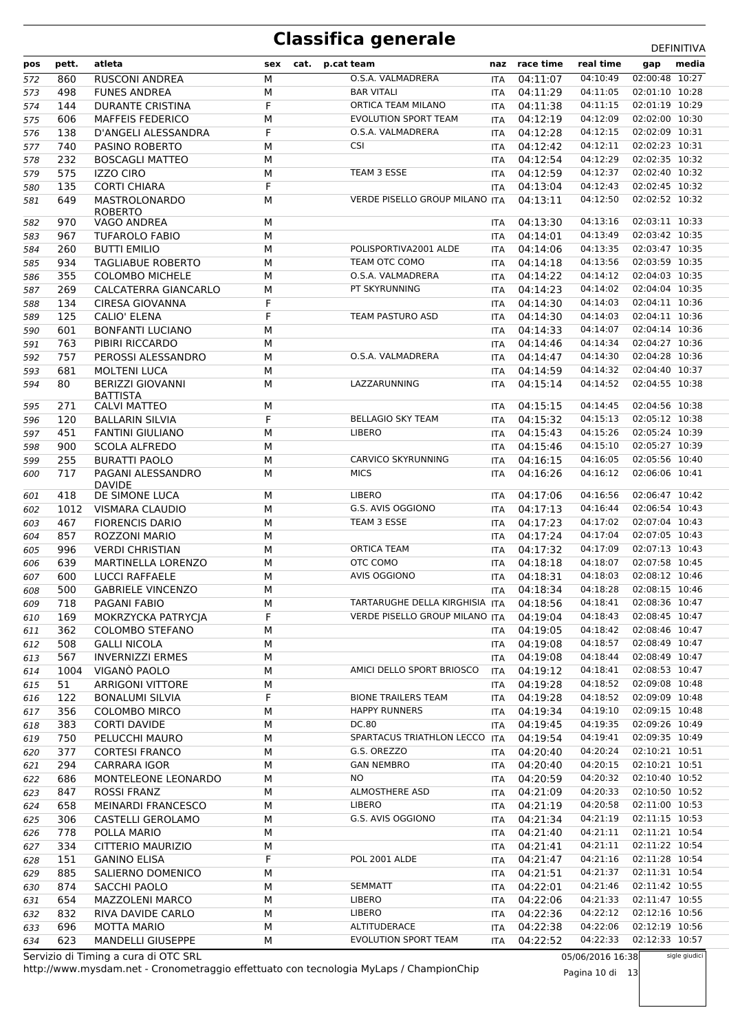# Classifica generale

DEFINITIVA

| pos | pett. | atleta | sex | cat. | p.cat | team | naz | race time | real time | gap | media |
|---|---|---|---|---|---|---|---|---|---|---|---|
| 572 | 860 | RUSCONI ANDREA | M | | | O.S.A. VALMADRERA | ITA | 04:11:07 | 04:10:49 | 02:00:48 | 10:27 |
| 573 | 498 | FUNES ANDREA | M | | | BAR VITALI | ITA | 04:11:29 | 04:11:05 | 02:01:10 | 10:28 |
| 574 | 144 | DURANTE CRISTINA | F | | | ORTICA TEAM MILANO | ITA | 04:11:38 | 04:11:15 | 02:01:19 | 10:29 |
| 575 | 606 | MAFFEIS FEDERICO | M | | | EVOLUTION SPORT TEAM | ITA | 04:12:19 | 04:12:09 | 02:02:00 | 10:30 |
| 576 | 138 | D'ANGELI ALESSANDRA | F | | | O.S.A. VALMADRERA | ITA | 04:12:28 | 04:12:15 | 02:02:09 | 10:31 |
| 577 | 740 | PASINO ROBERTO | M | | | CSI | ITA | 04:12:42 | 04:12:11 | 02:02:23 | 10:31 |
| 578 | 232 | BOSCAGLI MATTEO | M | | | | ITA | 04:12:54 | 04:12:29 | 02:02:35 | 10:32 |
| 579 | 575 | IZZO CIRO | M | | | TEAM 3 ESSE | ITA | 04:12:59 | 04:12:37 | 02:02:40 | 10:32 |
| 580 | 135 | CORTI CHIARA | F | | | | ITA | 04:13:04 | 04:12:43 | 02:02:45 | 10:32 |
| 581 | 649 | MASTROLONARDO ROBERTO | M | | | VERDE PISELLO GROUP MILANO | ITA | 04:13:11 | 04:12:50 | 02:02:52 | 10:32 |
| 582 | 970 | VAGO ANDREA | M | | | | ITA | 04:13:30 | 04:13:16 | 02:03:11 | 10:33 |
| 583 | 967 | TUFAROLO FABIO | M | | | | ITA | 04:14:01 | 04:13:49 | 02:03:42 | 10:35 |
| 584 | 260 | BUTTI EMILIO | M | | | POLISPORTIVA2001 ALDE | ITA | 04:14:06 | 04:13:35 | 02:03:47 | 10:35 |
| 585 | 934 | TAGLIABUE ROBERTO | M | | | TEAM OTC COMO | ITA | 04:14:18 | 04:13:56 | 02:03:59 | 10:35 |
| 586 | 355 | COLOMBO MICHELE | M | | | O.S.A. VALMADRERA | ITA | 04:14:22 | 04:14:12 | 02:04:03 | 10:35 |
| 587 | 269 | CALCATERRA GIANCARLO | M | | | PT SKYRUNNING | ITA | 04:14:23 | 04:14:02 | 02:04:04 | 10:35 |
| 588 | 134 | CIRESA GIOVANNA | F | | | | ITA | 04:14:30 | 04:14:03 | 02:04:11 | 10:36 |
| 589 | 125 | CALIO' ELENA | F | | | TEAM PASTURO ASD | ITA | 04:14:30 | 04:14:03 | 02:04:11 | 10:36 |
| 590 | 601 | BONFANTI LUCIANO | M | | | | ITA | 04:14:33 | 04:14:07 | 02:04:14 | 10:36 |
| 591 | 763 | PIBIRI RICCARDO | M | | | | ITA | 04:14:46 | 04:14:34 | 02:04:27 | 10:36 |
| 592 | 757 | PEROSSI ALESSANDRO | M | | | O.S.A. VALMADRERA | ITA | 04:14:47 | 04:14:30 | 02:04:28 | 10:36 |
| 593 | 681 | MOLTENI LUCA | M | | | | ITA | 04:14:59 | 04:14:32 | 02:04:40 | 10:37 |
| 594 | 80 | BERIZZI GIOVANNI BATTISTA | M | | | LAZZARUNNING | ITA | 04:15:14 | 04:14:52 | 02:04:55 | 10:38 |
| 595 | 271 | CALVI MATTEO | M | | | | ITA | 04:15:15 | 04:14:45 | 02:04:56 | 10:38 |
| 596 | 120 | BALLARIN SILVIA | F | | | BELLAGIO SKY TEAM | ITA | 04:15:32 | 04:15:13 | 02:05:12 | 10:38 |
| 597 | 451 | FANTINI GIULIANO | M | | | LIBERO | ITA | 04:15:43 | 04:15:26 | 02:05:24 | 10:39 |
| 598 | 900 | SCOLA ALFREDO | M | | | | ITA | 04:15:46 | 04:15:10 | 02:05:27 | 10:39 |
| 599 | 255 | BURATTI PAOLO | M | | | CARVICO SKYRUNNING | ITA | 04:16:15 | 04:16:05 | 02:05:56 | 10:40 |
| 600 | 717 | PAGANI ALESSANDRO DAVIDE | M | | | MICS | ITA | 04:16:26 | 04:16:12 | 02:06:06 | 10:41 |
| 601 | 418 | DE SIMONE LUCA | M | | | LIBERO | ITA | 04:17:06 | 04:16:56 | 02:06:47 | 10:42 |
| 602 | 1012 | VISMARA CLAUDIO | M | | | G.S. AVIS OGGIONO | ITA | 04:17:13 | 04:16:44 | 02:06:54 | 10:43 |
| 603 | 467 | FIORENCIS DARIO | M | | | TEAM 3 ESSE | ITA | 04:17:23 | 04:17:02 | 02:07:04 | 10:43 |
| 604 | 857 | ROZZONI MARIO | M | | | | ITA | 04:17:24 | 04:17:04 | 02:07:05 | 10:43 |
| 605 | 996 | VERDI CHRISTIAN | M | | | ORTICA TEAM | ITA | 04:17:32 | 04:17:09 | 02:07:13 | 10:43 |
| 606 | 639 | MARTINELLA LORENZO | M | | | OTC COMO | ITA | 04:18:18 | 04:18:07 | 02:07:58 | 10:45 |
| 607 | 600 | LUCCI RAFFAELE | M | | | AVIS OGGIONO | ITA | 04:18:31 | 04:18:03 | 02:08:12 | 10:46 |
| 608 | 500 | GABRIELE VINCENZO | M | | | | ITA | 04:18:34 | 04:18:28 | 02:08:15 | 10:46 |
| 609 | 718 | PAGANI FABIO | M | | | TARTARUGHE DELLA KIRGHISIA | ITA | 04:18:56 | 04:18:41 | 02:08:36 | 10:47 |
| 610 | 169 | MOKRZYCKA PATRYCJA | F | | | VERDE PISELLO GROUP MILANO | ITA | 04:19:04 | 04:18:43 | 02:08:45 | 10:47 |
| 611 | 362 | COLOMBO STEFANO | M | | | | ITA | 04:19:05 | 04:18:42 | 02:08:46 | 10:47 |
| 612 | 508 | GALLI NICOLA | M | | | | ITA | 04:19:08 | 04:18:57 | 02:08:49 | 10:47 |
| 613 | 567 | INVERNIZZI ERMES | M | | | | ITA | 04:19:08 | 04:18:44 | 02:08:49 | 10:47 |
| 614 | 1004 | VIGANÒ PAOLO | M | | | AMICI DELLO SPORT BRIOSCO | ITA | 04:19:12 | 04:18:41 | 02:08:53 | 10:47 |
| 615 | 51 | ARRIGONI VITTORE | M | | | | ITA | 04:19:28 | 04:18:52 | 02:09:08 | 10:48 |
| 616 | 122 | BONALUMI SILVIA | F | | | BIONE TRAILERS TEAM | ITA | 04:19:28 | 04:18:52 | 02:09:09 | 10:48 |
| 617 | 356 | COLOMBO MIRCO | M | | | HAPPY RUNNERS | ITA | 04:19:34 | 04:19:10 | 02:09:15 | 10:48 |
| 618 | 383 | CORTI DAVIDE | M | | | DC.80 | ITA | 04:19:45 | 04:19:35 | 02:09:26 | 10:49 |
| 619 | 750 | PELUCCHI MAURO | M | | | SPARTACUS TRIATHLON LECCO | ITA | 04:19:54 | 04:19:41 | 02:09:35 | 10:49 |
| 620 | 377 | CORTESI FRANCO | M | | | G.S. OREZZO | ITA | 04:20:40 | 04:20:24 | 02:10:21 | 10:51 |
| 621 | 294 | CARRARA IGOR | M | | | GAN NEMBRO | ITA | 04:20:40 | 04:20:15 | 02:10:21 | 10:51 |
| 622 | 686 | MONTELEONE LEONARDO | M | | | NO | ITA | 04:20:59 | 04:20:32 | 02:10:40 | 10:52 |
| 623 | 847 | ROSSI FRANZ | M | | | ALMOSTHERE ASD | ITA | 04:21:09 | 04:20:33 | 02:10:50 | 10:52 |
| 624 | 658 | MEINARDI FRANCESCO | M | | | LIBERO | ITA | 04:21:19 | 04:20:58 | 02:11:00 | 10:53 |
| 625 | 306 | CASTELLI GEROLAMO | M | | | G.S. AVIS OGGIONO | ITA | 04:21:34 | 04:21:19 | 02:11:15 | 10:53 |
| 626 | 778 | POLLA MARIO | M | | | | ITA | 04:21:40 | 04:21:11 | 02:11:21 | 10:54 |
| 627 | 334 | CITTERIO MAURIZIO | M | | | | ITA | 04:21:41 | 04:21:11 | 02:11:22 | 10:54 |
| 628 | 151 | GANINO ELISA | F | | | POL 2001 ALDE | ITA | 04:21:47 | 04:21:16 | 02:11:28 | 10:54 |
| 629 | 885 | SALIERNO DOMENICO | M | | | | ITA | 04:21:51 | 04:21:37 | 02:11:31 | 10:54 |
| 630 | 874 | SACCHI PAOLO | M | | | SEMMATT | ITA | 04:22:01 | 04:21:46 | 02:11:42 | 10:55 |
| 631 | 654 | MAZZOLENI MARCO | M | | | LIBERO | ITA | 04:22:06 | 04:21:33 | 02:11:47 | 10:55 |
| 632 | 832 | RIVA DAVIDE CARLO | M | | | LIBERO | ITA | 04:22:36 | 04:22:12 | 02:12:16 | 10:56 |
| 633 | 696 | MOTTA MARIO | M | | | ALTITUDERACE | ITA | 04:22:38 | 04:22:06 | 02:12:19 | 10:56 |
| 634 | 623 | MANDELLI GIUSEPPE | M | | | EVOLUTION SPORT TEAM | ITA | 04:22:52 | 04:22:33 | 02:12:33 | 10:57 |

Servizio di Timing a cura di OTC SRL
http://www.mysdam.net - Cronometraggio effettuato con tecnologia MyLaps / ChampionChip

05/06/2016 16:38

sigle giudici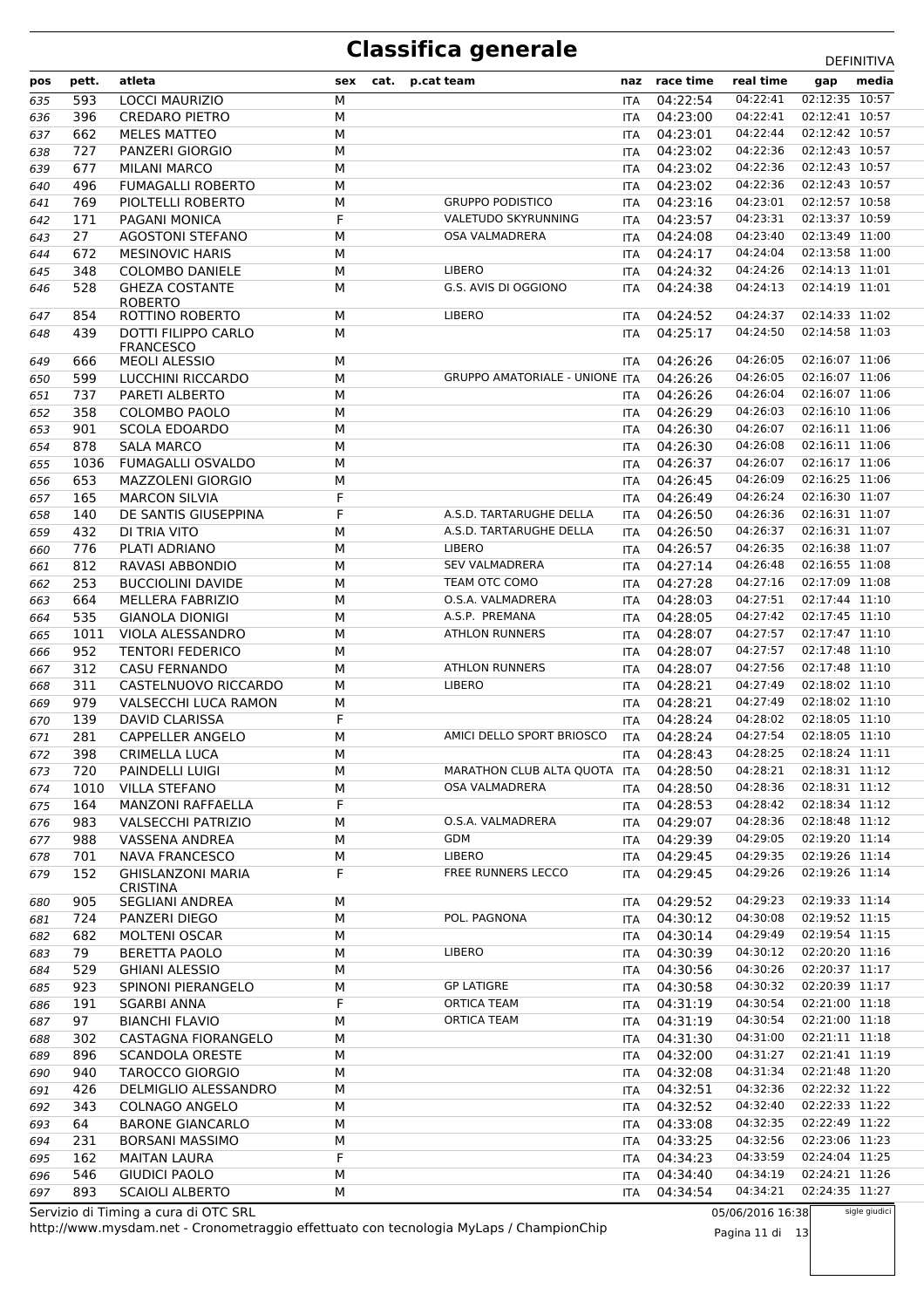# Classifica generale

DEFINITIVA

| pos | pett. | atleta | sex | cat. | p.cat team | naz | race time | real time | gap | media |
|---|---|---|---|---|---|---|---|---|---|---|
| 635 | 593 | LOCCI MAURIZIO | M | | | ITA | 04:22:54 | 04:22:41 | 02:12:35 | 10:57 |
| 636 | 396 | CREDARO PIETRO | M | | | ITA | 04:23:00 | 04:22:41 | 02:12:41 | 10:57 |
| 637 | 662 | MELES MATTEO | M | | | ITA | 04:23:01 | 04:22:44 | 02:12:42 | 10:57 |
| 638 | 727 | PANZERI GIORGIO | M | | | ITA | 04:23:02 | 04:22:36 | 02:12:43 | 10:57 |
| 639 | 677 | MILANI MARCO | M | | | ITA | 04:23:02 | 04:22:36 | 02:12:43 | 10:57 |
| 640 | 496 | FUMAGALLI ROBERTO | M | | | ITA | 04:23:02 | 04:22:36 | 02:12:43 | 10:57 |
| 641 | 769 | PIOLTELLI ROBERTO | M | | GRUPPO PODISTICO | ITA | 04:23:16 | 04:23:01 | 02:12:57 | 10:58 |
| 642 | 171 | PAGANI MONICA | F | | VALETUDO SKYRUNNING | ITA | 04:23:57 | 04:23:31 | 02:13:37 | 10:59 |
| 643 | 27 | AGOSTONI STEFANO | M | | OSA VALMADRERA | ITA | 04:24:08 | 04:23:40 | 02:13:49 | 11:00 |
| 644 | 672 | MESINOVIC HARIS | M | | | ITA | 04:24:17 | 04:24:04 | 02:13:58 | 11:00 |
| 645 | 348 | COLOMBO DANIELE | M | | LIBERO | ITA | 04:24:32 | 04:24:26 | 02:14:13 | 11:01 |
| 646 | 528 | GHEZA COSTANTE ROBERTO | M | | G.S. AVIS DI OGGIONO | ITA | 04:24:38 | 04:24:13 | 02:14:19 | 11:01 |
| 647 | 854 | ROTTINO ROBERTO | M | | LIBERO | ITA | 04:24:52 | 04:24:37 | 02:14:33 | 11:02 |
| 648 | 439 | DOTTI FILIPPO CARLO FRANCESCO | M | | | ITA | 04:25:17 | 04:24:50 | 02:14:58 | 11:03 |
| 649 | 666 | MEOLI ALESSIO | M | | | ITA | 04:26:26 | 04:26:05 | 02:16:07 | 11:06 |
| 650 | 599 | LUCCHINI RICCARDO | M | | GRUPPO AMATORIALE - UNIONE | ITA | 04:26:26 | 04:26:05 | 02:16:07 | 11:06 |
| 651 | 737 | PARETI ALBERTO | M | | | ITA | 04:26:26 | 04:26:04 | 02:16:07 | 11:06 |
| 652 | 358 | COLOMBO PAOLO | M | | | ITA | 04:26:29 | 04:26:03 | 02:16:10 | 11:06 |
| 653 | 901 | SCOLA EDOARDO | M | | | ITA | 04:26:30 | 04:26:07 | 02:16:11 | 11:06 |
| 654 | 878 | SALA MARCO | M | | | ITA | 04:26:30 | 04:26:08 | 02:16:11 | 11:06 |
| 655 | 1036 | FUMAGALLI OSVALDO | M | | | ITA | 04:26:37 | 04:26:07 | 02:16:17 | 11:06 |
| 656 | 653 | MAZZOLENI GIORGIO | M | | | ITA | 04:26:45 | 04:26:09 | 02:16:25 | 11:06 |
| 657 | 165 | MARCON SILVIA | F | | | ITA | 04:26:49 | 04:26:24 | 02:16:30 | 11:07 |
| 658 | 140 | DE SANTIS GIUSEPPINA | F | | A.S.D. TARTARUGHE DELLA | ITA | 04:26:50 | 04:26:36 | 02:16:31 | 11:07 |
| 659 | 432 | DI TRIA VITO | M | | A.S.D. TARTARUGHE DELLA | ITA | 04:26:50 | 04:26:37 | 02:16:31 | 11:07 |
| 660 | 776 | PLATI ADRIANO | M | | LIBERO | ITA | 04:26:57 | 04:26:35 | 02:16:38 | 11:07 |
| 661 | 812 | RAVASI ABBONDIO | M | | SEV VALMADRERA | ITA | 04:27:14 | 04:26:48 | 02:16:55 | 11:08 |
| 662 | 253 | BUCCIOLINI DAVIDE | M | | TEAM OTC COMO | ITA | 04:27:28 | 04:27:16 | 02:17:09 | 11:08 |
| 663 | 664 | MELLERA FABRIZIO | M | | O.S.A. VALMADRERA | ITA | 04:28:03 | 04:27:51 | 02:17:44 | 11:10 |
| 664 | 535 | GIANOLA DIONIGI | M | | A.S.P. PREMANA | ITA | 04:28:05 | 04:27:42 | 02:17:45 | 11:10 |
| 665 | 1011 | VIOLA ALESSANDRO | M | | ATHLON RUNNERS | ITA | 04:28:07 | 04:27:57 | 02:17:47 | 11:10 |
| 666 | 952 | TENTORI FEDERICO | M | | | ITA | 04:28:07 | 04:27:57 | 02:17:48 | 11:10 |
| 667 | 312 | CASU FERNANDO | M | | ATHLON RUNNERS | ITA | 04:28:07 | 04:27:56 | 02:17:48 | 11:10 |
| 668 | 311 | CASTELNUOVO RICCARDO | M | | LIBERO | ITA | 04:28:21 | 04:27:49 | 02:18:02 | 11:10 |
| 669 | 979 | VALSECCHI LUCA RAMON | M | | | ITA | 04:28:21 | 04:27:49 | 02:18:02 | 11:10 |
| 670 | 139 | DAVID CLARISSA | F | | | ITA | 04:28:24 | 04:28:02 | 02:18:05 | 11:10 |
| 671 | 281 | CAPPELLER ANGELO | M | | AMICI DELLO SPORT BRIOSCO | ITA | 04:28:24 | 04:27:54 | 02:18:05 | 11:10 |
| 672 | 398 | CRIMELLA LUCA | M | | | ITA | 04:28:43 | 04:28:25 | 02:18:24 | 11:11 |
| 673 | 720 | PAINDELLI LUIGI | M | | MARATHON CLUB ALTA QUOTA | ITA | 04:28:50 | 04:28:21 | 02:18:31 | 11:12 |
| 674 | 1010 | VILLA STEFANO | M | | OSA VALMADRERA | ITA | 04:28:50 | 04:28:36 | 02:18:31 | 11:12 |
| 675 | 164 | MANZONI RAFFAELLA | F | | | ITA | 04:28:53 | 04:28:42 | 02:18:34 | 11:12 |
| 676 | 983 | VALSECCHI PATRIZIO | M | | O.S.A. VALMADRERA | ITA | 04:29:07 | 04:28:36 | 02:18:48 | 11:12 |
| 677 | 988 | VASSENA ANDREA | M | | GDM | ITA | 04:29:39 | 04:29:05 | 02:19:20 | 11:14 |
| 678 | 701 | NAVA FRANCESCO | M | | LIBERO | ITA | 04:29:45 | 04:29:35 | 02:19:26 | 11:14 |
| 679 | 152 | GHISLANZONI MARIA CRISTINA | F | | FREE RUNNERS LECCO | ITA | 04:29:45 | 04:29:26 | 02:19:26 | 11:14 |
| 680 | 905 | SEGLIANI ANDREA | M | | | ITA | 04:29:52 | 04:29:23 | 02:19:33 | 11:14 |
| 681 | 724 | PANZERI DIEGO | M | | POL. PAGNONA | ITA | 04:30:12 | 04:30:08 | 02:19:52 | 11:15 |
| 682 | 682 | MOLTENI OSCAR | M | | | ITA | 04:30:14 | 04:29:49 | 02:19:54 | 11:15 |
| 683 | 79 | BERETTA PAOLO | M | | LIBERO | ITA | 04:30:39 | 04:30:12 | 02:20:20 | 11:16 |
| 684 | 529 | GHIANI ALESSIO | M | | | ITA | 04:30:56 | 04:30:26 | 02:20:37 | 11:17 |
| 685 | 923 | SPINONI PIERANGELO | M | | GP LATIGRE | ITA | 04:30:58 | 04:30:32 | 02:20:39 | 11:17 |
| 686 | 191 | SGARBI ANNA | F | | ORTICA TEAM | ITA | 04:31:19 | 04:30:54 | 02:21:00 | 11:18 |
| 687 | 97 | BIANCHI FLAVIO | M | | ORTICA TEAM | ITA | 04:31:19 | 04:30:54 | 02:21:00 | 11:18 |
| 688 | 302 | CASTAGNA FIORANGELO | M | | | ITA | 04:31:30 | 04:31:00 | 02:21:11 | 11:18 |
| 689 | 896 | SCANDOLA ORESTE | M | | | ITA | 04:32:00 | 04:31:27 | 02:21:41 | 11:19 |
| 690 | 940 | TAROCCO GIORGIO | M | | | ITA | 04:32:08 | 04:31:34 | 02:21:48 | 11:20 |
| 691 | 426 | DELMIGLIO ALESSANDRO | M | | | ITA | 04:32:51 | 04:32:36 | 02:22:32 | 11:22 |
| 692 | 343 | COLNAGO ANGELO | M | | | ITA | 04:32:52 | 04:32:40 | 02:22:33 | 11:22 |
| 693 | 64 | BARONE GIANCARLO | M | | | ITA | 04:33:08 | 04:32:35 | 02:22:49 | 11:22 |
| 694 | 231 | BORSANI MASSIMO | M | | | ITA | 04:33:25 | 04:32:56 | 02:23:06 | 11:23 |
| 695 | 162 | MAITAN LAURA | F | | | ITA | 04:34:23 | 04:33:59 | 02:24:04 | 11:25 |
| 696 | 546 | GIUDICI PAOLO | M | | | ITA | 04:34:40 | 04:34:19 | 02:24:21 | 11:26 |
| 697 | 893 | SCAIOLI ALBERTO | M | | | ITA | 04:34:54 | 04:34:21 | 02:24:35 | 11:27 |

Servizio di Timing a cura di OTC SRL
http://www.mysdam.net - Cronometraggio effettuato con tecnologia MyLaps / ChampionChip

05/06/2016 16:38

sigle giudici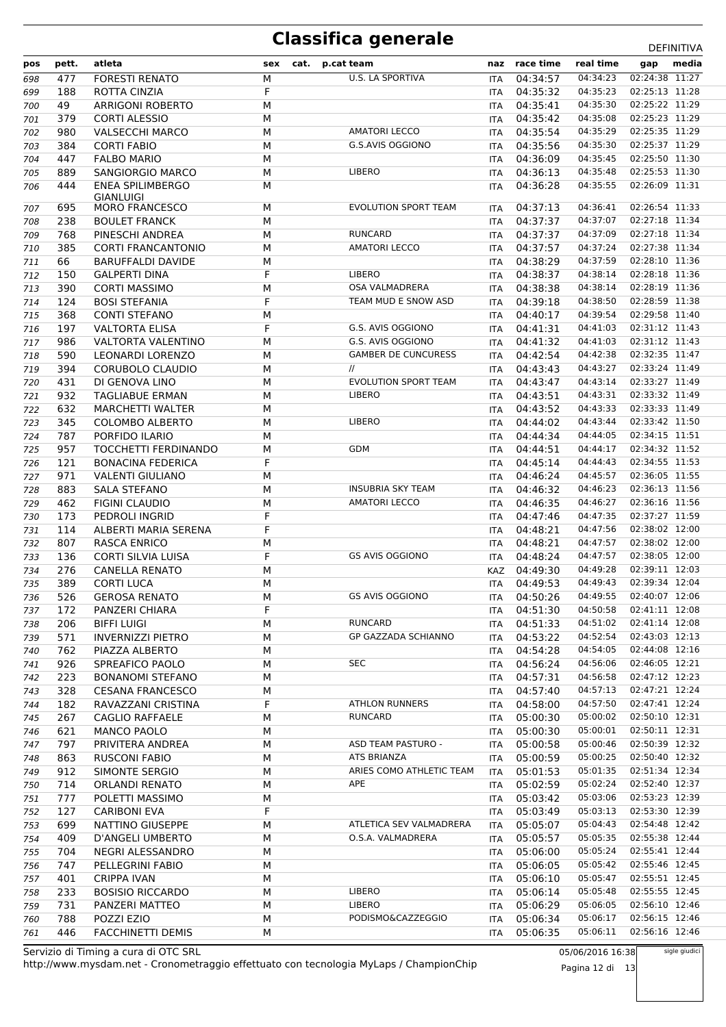# Classifica generale

DEFINITIVA

| pos | pett. | atleta | sex | cat. | p.cat | team | naz | race time | real time | gap | media |
|---|---|---|---|---|---|---|---|---|---|---|---|
| 698 | 477 | FORESTI RENATO | M | | | U.S. LA SPORTIVA | ITA | 04:34:57 | 04:34:23 | 02:24:38 | 11:27 |
| 699 | 188 | ROTTA CINZIA | F | | | | ITA | 04:35:32 | 04:35:23 | 02:25:13 | 11:28 |
| 700 | 49 | ARRIGONI ROBERTO | M | | | | ITA | 04:35:41 | 04:35:30 | 02:25:22 | 11:29 |
| 701 | 379 | CORTI ALESSIO | M | | | | ITA | 04:35:42 | 04:35:08 | 02:25:23 | 11:29 |
| 702 | 980 | VALSECCHI MARCO | M | | | AMATORI LECCO | ITA | 04:35:54 | 04:35:29 | 02:25:35 | 11:29 |
| 703 | 384 | CORTI FABIO | M | | | G.S.AVIS OGGIONO | ITA | 04:35:56 | 04:35:30 | 02:25:37 | 11:29 |
| 704 | 447 | FALBO MARIO | M | | | | ITA | 04:36:09 | 04:35:45 | 02:25:50 | 11:30 |
| 705 | 889 | SANGIORGIO MARCO | M | | | LIBERO | ITA | 04:36:13 | 04:35:48 | 02:25:53 | 11:30 |
| 706 | 444 | ENEA SPILIMBERGO GIANLUIGI | M | | | | ITA | 04:36:28 | 04:35:55 | 02:26:09 | 11:31 |
| 707 | 695 | MORO FRANCESCO | M | | | EVOLUTION SPORT TEAM | ITA | 04:37:13 | 04:36:41 | 02:26:54 | 11:33 |
| 708 | 238 | BOULET FRANCK | M | | | | ITA | 04:37:37 | 04:37:07 | 02:27:18 | 11:34 |
| 709 | 768 | PINESCHI ANDREA | M | | | RUNCARD | ITA | 04:37:37 | 04:37:09 | 02:27:18 | 11:34 |
| 710 | 385 | CORTI FRANCANTONIO | M | | | AMATORI LECCO | ITA | 04:37:57 | 04:37:24 | 02:27:38 | 11:34 |
| 711 | 66 | BARUFFALDI DAVIDE | M | | | | ITA | 04:38:29 | 04:37:59 | 02:28:10 | 11:36 |
| 712 | 150 | GALPERTI DINA | F | | | LIBERO | ITA | 04:38:37 | 04:38:14 | 02:28:18 | 11:36 |
| 713 | 390 | CORTI MASSIMO | M | | | OSA VALMADRERA | ITA | 04:38:38 | 04:38:14 | 02:28:19 | 11:36 |
| 714 | 124 | BOSI STEFANIA | F | | | TEAM MUD E SNOW ASD | ITA | 04:39:18 | 04:38:50 | 02:28:59 | 11:38 |
| 715 | 368 | CONTI STEFANO | M | | | | ITA | 04:40:17 | 04:39:54 | 02:29:58 | 11:40 |
| 716 | 197 | VALTORTA ELISA | F | | | G.S. AVIS OGGIONO | ITA | 04:41:31 | 04:41:03 | 02:31:12 | 11:43 |
| 717 | 986 | VALTORTA VALENTINO | M | | | G.S. AVIS OGGIONO | ITA | 04:41:32 | 04:41:03 | 02:31:12 | 11:43 |
| 718 | 590 | LEONARDI LORENZO | M | | | GAMBER DE CUNCURESS | ITA | 04:42:54 | 04:42:38 | 02:32:35 | 11:47 |
| 719 | 394 | CORUBOLO CLAUDIO | M | | | // | ITA | 04:43:43 | 04:43:27 | 02:33:24 | 11:49 |
| 720 | 431 | DI GENOVA LINO | M | | | EVOLUTION SPORT TEAM | ITA | 04:43:47 | 04:43:14 | 02:33:27 | 11:49 |
| 721 | 932 | TAGLIABUE ERMAN | M | | | LIBERO | ITA | 04:43:51 | 04:43:31 | 02:33:32 | 11:49 |
| 722 | 632 | MARCHETTI WALTER | M | | | | ITA | 04:43:52 | 04:43:33 | 02:33:33 | 11:49 |
| 723 | 345 | COLOMBO ALBERTO | M | | | LIBERO | ITA | 04:44:02 | 04:43:44 | 02:33:42 | 11:50 |
| 724 | 787 | PORFIDO ILARIO | M | | | | ITA | 04:44:34 | 04:44:05 | 02:34:15 | 11:51 |
| 725 | 957 | TOCCHETTI FERDINANDO | M | | | GDM | ITA | 04:44:51 | 04:44:17 | 02:34:32 | 11:52 |
| 726 | 121 | BONACINA FEDERICA | F | | | | ITA | 04:45:14 | 04:44:43 | 02:34:55 | 11:53 |
| 727 | 971 | VALENTI GIULIANO | M | | | | ITA | 04:46:24 | 04:45:57 | 02:36:05 | 11:55 |
| 728 | 883 | SALA STEFANO | M | | | INSUBRIA SKY TEAM | ITA | 04:46:32 | 04:46:23 | 02:36:13 | 11:56 |
| 729 | 462 | FIGINI CLAUDIO | M | | | AMATORI LECCO | ITA | 04:46:35 | 04:46:27 | 02:36:16 | 11:56 |
| 730 | 173 | PEDROLI INGRID | F | | | | ITA | 04:47:46 | 04:47:35 | 02:37:27 | 11:59 |
| 731 | 114 | ALBERTI MARIA SERENA | F | | | | ITA | 04:48:21 | 04:47:56 | 02:38:02 | 12:00 |
| 732 | 807 | RASCA ENRICO | M | | | | ITA | 04:48:21 | 04:47:57 | 02:38:02 | 12:00 |
| 733 | 136 | CORTI SILVIA LUISA | F | | | GS AVIS OGGIONO | ITA | 04:48:24 | 04:47:57 | 02:38:05 | 12:00 |
| 734 | 276 | CANELLA RENATO | M | | | | KAZ | 04:49:30 | 04:49:28 | 02:39:11 | 12:03 |
| 735 | 389 | CORTI LUCA | M | | | | ITA | 04:49:53 | 04:49:43 | 02:39:34 | 12:04 |
| 736 | 526 | GEROSA RENATO | M | | | GS AVIS OGGIONO | ITA | 04:50:26 | 04:49:55 | 02:40:07 | 12:06 |
| 737 | 172 | PANZERI CHIARA | F | | | | ITA | 04:51:30 | 04:50:58 | 02:41:11 | 12:08 |
| 738 | 206 | BIFFI LUIGI | M | | | RUNCARD | ITA | 04:51:33 | 04:51:02 | 02:41:14 | 12:08 |
| 739 | 571 | INVERNIZZI PIETRO | M | | | GP GAZZADA SCHIANNO | ITA | 04:53:22 | 04:52:54 | 02:43:03 | 12:13 |
| 740 | 762 | PIAZZA ALBERTO | M | | | | ITA | 04:54:28 | 04:54:05 | 02:44:08 | 12:16 |
| 741 | 926 | SPREAFICO PAOLO | M | | | SEC | ITA | 04:56:24 | 04:56:06 | 02:46:05 | 12:21 |
| 742 | 223 | BONANOMI STEFANO | M | | | | ITA | 04:57:31 | 04:56:58 | 02:47:12 | 12:23 |
| 743 | 328 | CESANA FRANCESCO | M | | | | ITA | 04:57:40 | 04:57:13 | 02:47:21 | 12:24 |
| 744 | 182 | RAVAZZANI CRISTINA | F | | | ATHLON RUNNERS | ITA | 04:58:00 | 04:57:50 | 02:47:41 | 12:24 |
| 745 | 267 | CAGLIO RAFFAELE | M | | | RUNCARD | ITA | 05:00:30 | 05:00:02 | 02:50:10 | 12:31 |
| 746 | 621 | MANCO PAOLO | M | | | | ITA | 05:00:30 | 05:00:01 | 02:50:11 | 12:31 |
| 747 | 797 | PRIVITERA ANDREA | M | | | ASD TEAM PASTURO - | ITA | 05:00:58 | 05:00:46 | 02:50:39 | 12:32 |
| 748 | 863 | RUSCONI FABIO | M | | | ATS BRIANZA | ITA | 05:00:59 | 05:00:25 | 02:50:40 | 12:32 |
| 749 | 912 | SIMONTE SERGIO | M | | | ARIES COMO ATHLETIC TEAM | ITA | 05:01:53 | 05:01:35 | 02:51:34 | 12:34 |
| 750 | 714 | ORLANDI RENATO | M | | | APE | ITA | 05:02:59 | 05:02:24 | 02:52:40 | 12:37 |
| 751 | 777 | POLETTI MASSIMO | M | | | | ITA | 05:03:42 | 05:03:06 | 02:53:23 | 12:39 |
| 752 | 127 | CARIBONI EVA | F | | | | ITA | 05:03:49 | 05:03:13 | 02:53:30 | 12:39 |
| 753 | 699 | NATTINO GIUSEPPE | M | | | ATLETICA SEV VALMADRERA | ITA | 05:05:07 | 05:04:43 | 02:54:48 | 12:42 |
| 754 | 409 | D'ANGELI UMBERTO | M | | | O.S.A. VALMADRERA | ITA | 05:05:57 | 05:05:35 | 02:55:38 | 12:44 |
| 755 | 704 | NEGRI ALESSANDRO | M | | | | ITA | 05:06:00 | 05:05:24 | 02:55:41 | 12:44 |
| 756 | 747 | PELLEGRINI FABIO | M | | | | ITA | 05:06:05 | 05:05:42 | 02:55:46 | 12:45 |
| 757 | 401 | CRIPPA IVAN | M | | | | ITA | 05:06:10 | 05:05:47 | 02:55:51 | 12:45 |
| 758 | 233 | BOSISIO RICCARDO | M | | | LIBERO | ITA | 05:06:14 | 05:05:48 | 02:55:55 | 12:45 |
| 759 | 731 | PANZERI MATTEO | M | | | LIBERO | ITA | 05:06:29 | 05:06:05 | 02:56:10 | 12:46 |
| 760 | 788 | POZZI EZIO | M | | | PODISMO&CAZZEGGIO | ITA | 05:06:34 | 05:06:17 | 02:56:15 | 12:46 |
| 761 | 446 | FACCHINETTI DEMIS | M | | | | ITA | 05:06:35 | 05:06:11 | 02:56:16 | 12:46 |

Servizio di Timing a cura di OTC SRL
http://www.mysdam.net - Cronometraggio effettuato con tecnologia MyLaps / ChampionChip

05/06/2016 16:38

sigle giudici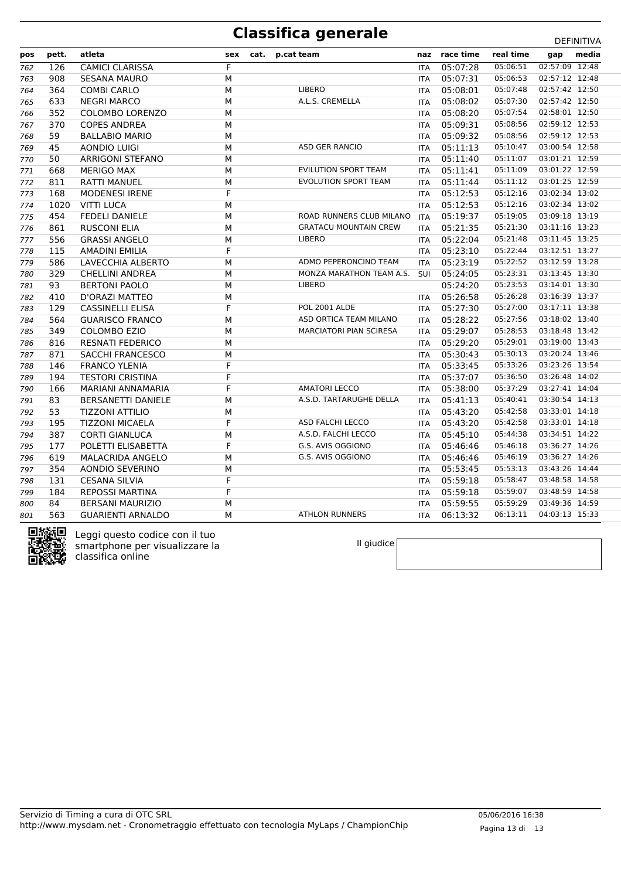# Classifica generale

DEFINITIVA

| pos | pett. | atleta | sex | cat. | p.cat team | naz | race time | real time | gap | media |
|---|---|---|---|---|---|---|---|---|---|---|
| 762 | 126 | CAMICI CLARISSA | F | | | ITA | 05:07:28 | 05:06:51 | 02:57:09 | 12:48 |
| 763 | 908 | SESANA MAURO | M | | | ITA | 05:07:31 | 05:06:53 | 02:57:12 | 12:48 |
| 764 | 364 | COMBI CARLO | M | | LIBERO | ITA | 05:08:01 | 05:07:48 | 02:57:42 | 12:50 |
| 765 | 633 | NEGRI MARCO | M | | A.L.S. CREMELLA | ITA | 05:08:02 | 05:07:30 | 02:57:42 | 12:50 |
| 766 | 352 | COLOMBO LORENZO | M | | | ITA | 05:08:20 | 05:07:54 | 02:58:01 | 12:50 |
| 767 | 370 | COPES ANDREA | M | | | ITA | 05:09:31 | 05:08:56 | 02:59:12 | 12:53 |
| 768 | 59 | BALLABIO MARIO | M | | | ITA | 05:09:32 | 05:08:56 | 02:59:12 | 12:53 |
| 769 | 45 | AONDIO LUIGI | M | | ASD GER RANCIO | ITA | 05:11:13 | 05:10:47 | 03:00:54 | 12:58 |
| 770 | 50 | ARRIGONI STEFANO | M | | | ITA | 05:11:40 | 05:11:07 | 03:01:21 | 12:59 |
| 771 | 668 | MERIGO MAX | M | | EVILUTION SPORT TEAM | ITA | 05:11:41 | 05:11:09 | 03:01:22 | 12:59 |
| 772 | 811 | RATTI MANUEL | M | | EVOLUTION SPORT TEAM | ITA | 05:11:44 | 05:11:12 | 03:01:25 | 12:59 |
| 773 | 168 | MODENESI IRENE | F | | | ITA | 05:12:53 | 05:12:16 | 03:02:34 | 13:02 |
| 774 | 1020 | VITTI LUCA | M | | | ITA | 05:12:53 | 05:12:16 | 03:02:34 | 13:02 |
| 775 | 454 | FEDELI DANIELE | M | | ROAD RUNNERS CLUB MILANO | ITA | 05:19:37 | 05:19:05 | 03:09:18 | 13:19 |
| 776 | 861 | RUSCONI ELIA | M | | GRATACU MOUNTAIN CREW | ITA | 05:21:35 | 05:21:30 | 03:11:16 | 13:23 |
| 777 | 556 | GRASSI ANGELO | M | | LIBERO | ITA | 05:22:04 | 05:21:48 | 03:11:45 | 13:25 |
| 778 | 115 | AMADINI EMILIA | F | | | ITA | 05:23:10 | 05:22:44 | 03:12:51 | 13:27 |
| 779 | 586 | LAVECCHIA ALBERTO | M | | ADMO PEPERONCINO TEAM | ITA | 05:23:19 | 05:22:52 | 03:12:59 | 13:28 |
| 780 | 329 | CHELLINI ANDREA | M | | MONZA MARATHON TEAM A.S. | SUI | 05:24:05 | 05:23:31 | 03:13:45 | 13:30 |
| 781 | 93 | BERTONI PAOLO | M | | LIBERO | | 05:24:20 | 05:23:53 | 03:14:01 | 13:30 |
| 782 | 410 | D'ORAZI MATTEO | M | | | ITA | 05:26:58 | 05:26:28 | 03:16:39 | 13:37 |
| 783 | 129 | CASSINELLI ELISA | F | | POL 2001 ALDE | ITA | 05:27:30 | 05:27:00 | 03:17:11 | 13:38 |
| 784 | 564 | GUARISCO FRANCO | M | | ASD ORTICA TEAM MILANO | ITA | 05:28:22 | 05:27:56 | 03:18:02 | 13:40 |
| 785 | 349 | COLOMBO EZIO | M | | MARCIATORI PIAN SCIRESA | ITA | 05:29:07 | 05:28:53 | 03:18:48 | 13:42 |
| 786 | 816 | RESNATI FEDERICO | M | | | ITA | 05:29:20 | 05:29:01 | 03:19:00 | 13:43 |
| 787 | 871 | SACCHI FRANCESCO | M | | | ITA | 05:30:43 | 05:30:13 | 03:20:24 | 13:46 |
| 788 | 146 | FRANCO YLENIA | F | | | ITA | 05:33:45 | 05:33:26 | 03:23:26 | 13:54 |
| 789 | 194 | TESTORI CRISTINA | F | | | ITA | 05:37:07 | 05:36:50 | 03:26:48 | 14:02 |
| 790 | 166 | MARIANI ANNAMARIA | F | | AMATORI LECCO | ITA | 05:38:00 | 05:37:29 | 03:27:41 | 14:04 |
| 791 | 83 | BERSANETTI DANIELE | M | | A.S.D. TARTARUGHE DELLA | ITA | 05:41:13 | 05:40:41 | 03:30:54 | 14:13 |
| 792 | 53 | TIZZONI ATTILIO | M | | | ITA | 05:43:20 | 05:42:58 | 03:33:01 | 14:18 |
| 793 | 195 | TIZZONI MICAELA | F | | ASD FALCHI LECCO | ITA | 05:43:20 | 05:42:58 | 03:33:01 | 14:18 |
| 794 | 387 | CORTI GIANLUCA | M | | A.S.D. FALCHI LECCO | ITA | 05:45:10 | 05:44:38 | 03:34:51 | 14:22 |
| 795 | 177 | POLETTI ELISABETTA | F | | G.S. AVIS OGGIONO | ITA | 05:46:46 | 05:46:18 | 03:36:27 | 14:26 |
| 796 | 619 | MALACRIDA ANGELO | M | | G.S. AVIS OGGIONO | ITA | 05:46:46 | 05:46:19 | 03:36:27 | 14:26 |
| 797 | 354 | AONDIO SEVERINO | M | | | ITA | 05:53:45 | 05:53:13 | 03:43:26 | 14:44 |
| 798 | 131 | CESANA SILVIA | F | | | ITA | 05:59:18 | 05:58:47 | 03:48:58 | 14:58 |
| 799 | 184 | REPOSSI MARTINA | F | | | ITA | 05:59:18 | 05:59:07 | 03:48:59 | 14:58 |
| 800 | 84 | BERSANI MAURIZIO | M | | | ITA | 05:59:55 | 05:59:29 | 03:49:36 | 14:59 |
| 801 | 563 | GUARIENTI ARNALDO | M | | ATHLON RUNNERS | ITA | 06:13:32 | 06:13:11 | 04:03:13 | 15:33 |

Leggi questo codice con il tuo smartphone per visualizzare la classifica online

Il giudice

Servizio di Timing a cura di OTC SRL
http://www.mysdam.net - Cronometraggio effettuato con tecnologia MyLaps / ChampionChip

05/06/2016 16:38